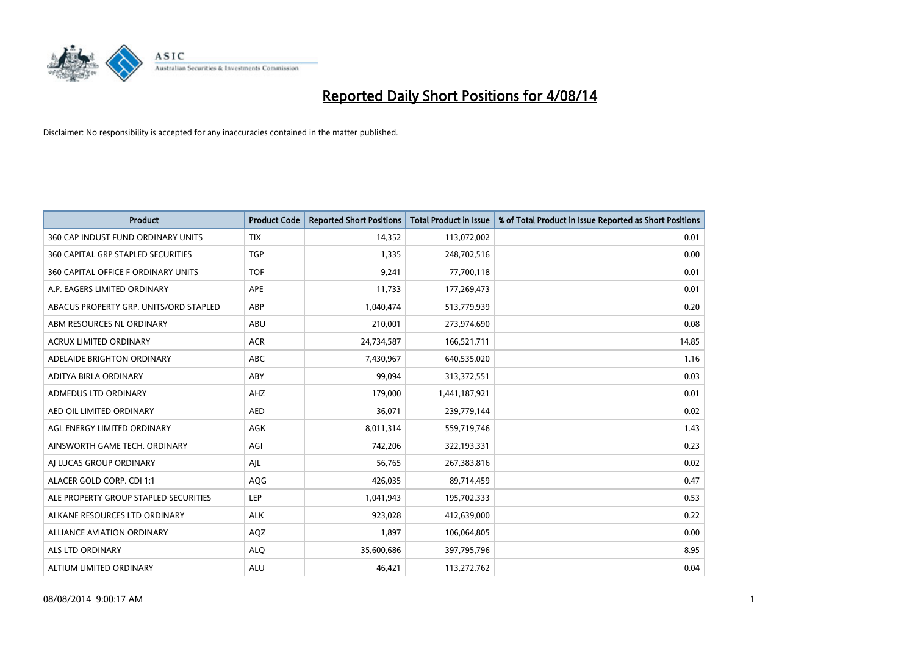# Reported Daily Short Positions for 4/08/14

Disclaimer: No responsibility is accepted for any inaccuracies contained in the matter published.

| Product | Product Code | Reported Short Positions | Total Product in Issue | % of Total Product in Issue Reported as Short Positions |
|---|---|---|---|---|
| 360 CAP INDUST FUND ORDINARY UNITS | TIX | 14,352 | 113,072,002 | 0.01 |
| 360 CAPITAL GRP STAPLED SECURITIES | TGP | 1,335 | 248,702,516 | 0.00 |
| 360 CAPITAL OFFICE F ORDINARY UNITS | TOF | 9,241 | 77,700,118 | 0.01 |
| A.P. EAGERS LIMITED ORDINARY | APE | 11,733 | 177,269,473 | 0.01 |
| ABACUS PROPERTY GRP. UNITS/ORD STAPLED | ABP | 1,040,474 | 513,779,939 | 0.20 |
| ABM RESOURCES NL ORDINARY | ABU | 210,001 | 273,974,690 | 0.08 |
| ACRUX LIMITED ORDINARY | ACR | 24,734,587 | 166,521,711 | 14.85 |
| ADELAIDE BRIGHTON ORDINARY | ABC | 7,430,967 | 640,535,020 | 1.16 |
| ADITYA BIRLA ORDINARY | ABY | 99,094 | 313,372,551 | 0.03 |
| ADMEDUS LTD ORDINARY | AHZ | 179,000 | 1,441,187,921 | 0.01 |
| AED OIL LIMITED ORDINARY | AED | 36,071 | 239,779,144 | 0.02 |
| AGL ENERGY LIMITED ORDINARY | AGK | 8,011,314 | 559,719,746 | 1.43 |
| AINSWORTH GAME TECH. ORDINARY | AGI | 742,206 | 322,193,331 | 0.23 |
| AJ LUCAS GROUP ORDINARY | AJL | 56,765 | 267,383,816 | 0.02 |
| ALACER GOLD CORP. CDI 1:1 | AQG | 426,035 | 89,714,459 | 0.47 |
| ALE PROPERTY GROUP STAPLED SECURITIES | LEP | 1,041,943 | 195,702,333 | 0.53 |
| ALKANE RESOURCES LTD ORDINARY | ALK | 923,028 | 412,639,000 | 0.22 |
| ALLIANCE AVIATION ORDINARY | AQZ | 1,897 | 106,064,805 | 0.00 |
| ALS LTD ORDINARY | ALQ | 35,600,686 | 397,795,796 | 8.95 |
| ALTIUM LIMITED ORDINARY | ALU | 46,421 | 113,272,762 | 0.04 |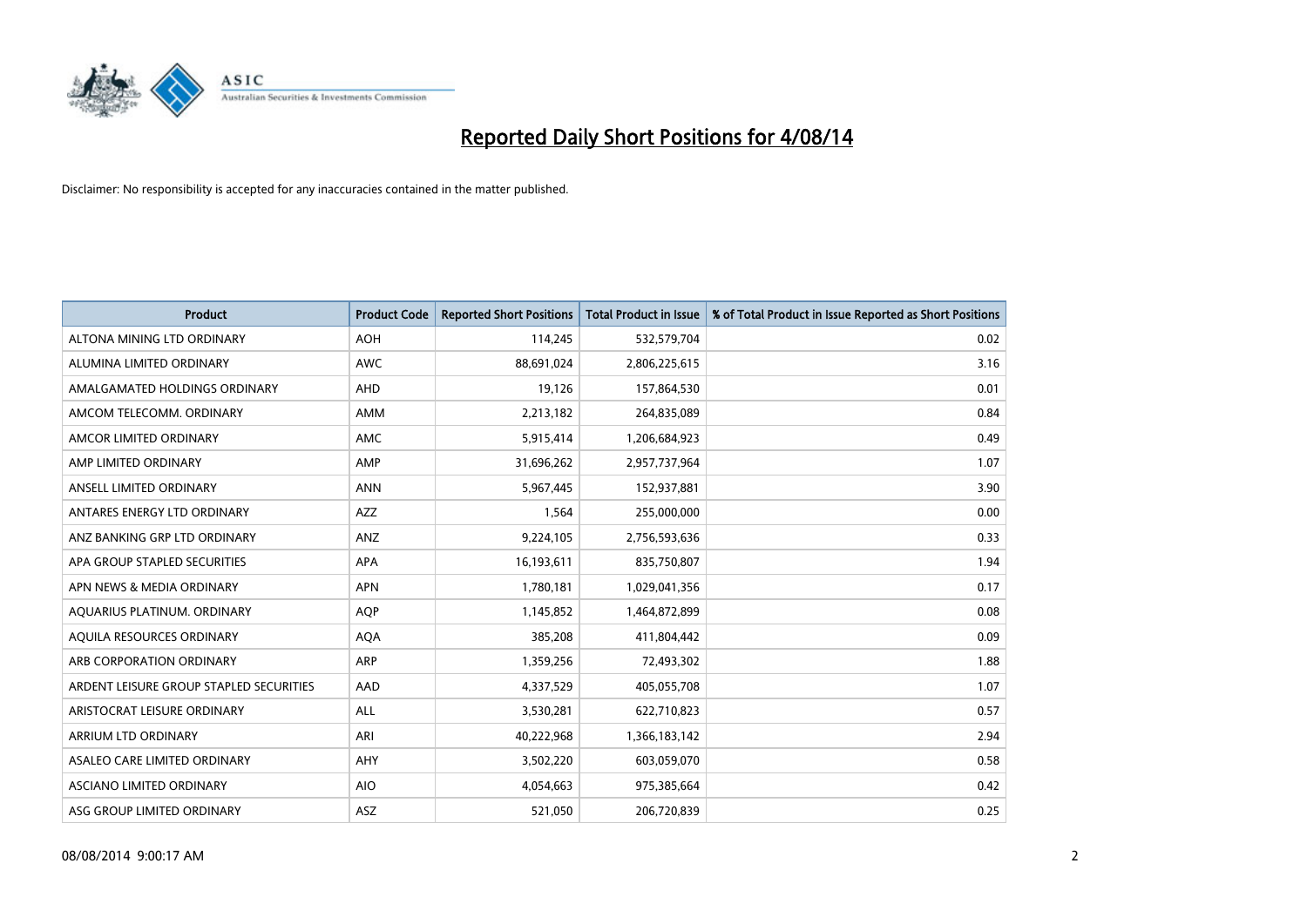# Reported Daily Short Positions for 4/08/14

Disclaimer: No responsibility is accepted for any inaccuracies contained in the matter published.

| Product | Product Code | Reported Short Positions | Total Product in Issue | % of Total Product in Issue Reported as Short Positions |
|---|---|---|---|---|
| ALTONA MINING LTD ORDINARY | AOH | 114,245 | 532,579,704 | 0.02 |
| ALUMINA LIMITED ORDINARY | AWC | 88,691,024 | 2,806,225,615 | 3.16 |
| AMALGAMATED HOLDINGS ORDINARY | AHD | 19,126 | 157,864,530 | 0.01 |
| AMCOM TELECOMM. ORDINARY | AMM | 2,213,182 | 264,835,089 | 0.84 |
| AMCOR LIMITED ORDINARY | AMC | 5,915,414 | 1,206,684,923 | 0.49 |
| AMP LIMITED ORDINARY | AMP | 31,696,262 | 2,957,737,964 | 1.07 |
| ANSELL LIMITED ORDINARY | ANN | 5,967,445 | 152,937,881 | 3.90 |
| ANTARES ENERGY LTD ORDINARY | AZZ | 1,564 | 255,000,000 | 0.00 |
| ANZ BANKING GRP LTD ORDINARY | ANZ | 9,224,105 | 2,756,593,636 | 0.33 |
| APA GROUP STAPLED SECURITIES | APA | 16,193,611 | 835,750,807 | 1.94 |
| APN NEWS & MEDIA ORDINARY | APN | 1,780,181 | 1,029,041,356 | 0.17 |
| AQUARIUS PLATINUM. ORDINARY | AQP | 1,145,852 | 1,464,872,899 | 0.08 |
| AQUILA RESOURCES ORDINARY | AQA | 385,208 | 411,804,442 | 0.09 |
| ARB CORPORATION ORDINARY | ARP | 1,359,256 | 72,493,302 | 1.88 |
| ARDENT LEISURE GROUP STAPLED SECURITIES | AAD | 4,337,529 | 405,055,708 | 1.07 |
| ARISTOCRAT LEISURE ORDINARY | ALL | 3,530,281 | 622,710,823 | 0.57 |
| ARRIUM LTD ORDINARY | ARI | 40,222,968 | 1,366,183,142 | 2.94 |
| ASALEO CARE LIMITED ORDINARY | AHY | 3,502,220 | 603,059,070 | 0.58 |
| ASCIANO LIMITED ORDINARY | AIO | 4,054,663 | 975,385,664 | 0.42 |
| ASG GROUP LIMITED ORDINARY | ASZ | 521,050 | 206,720,839 | 0.25 |

08/08/2014 9:00:17 AM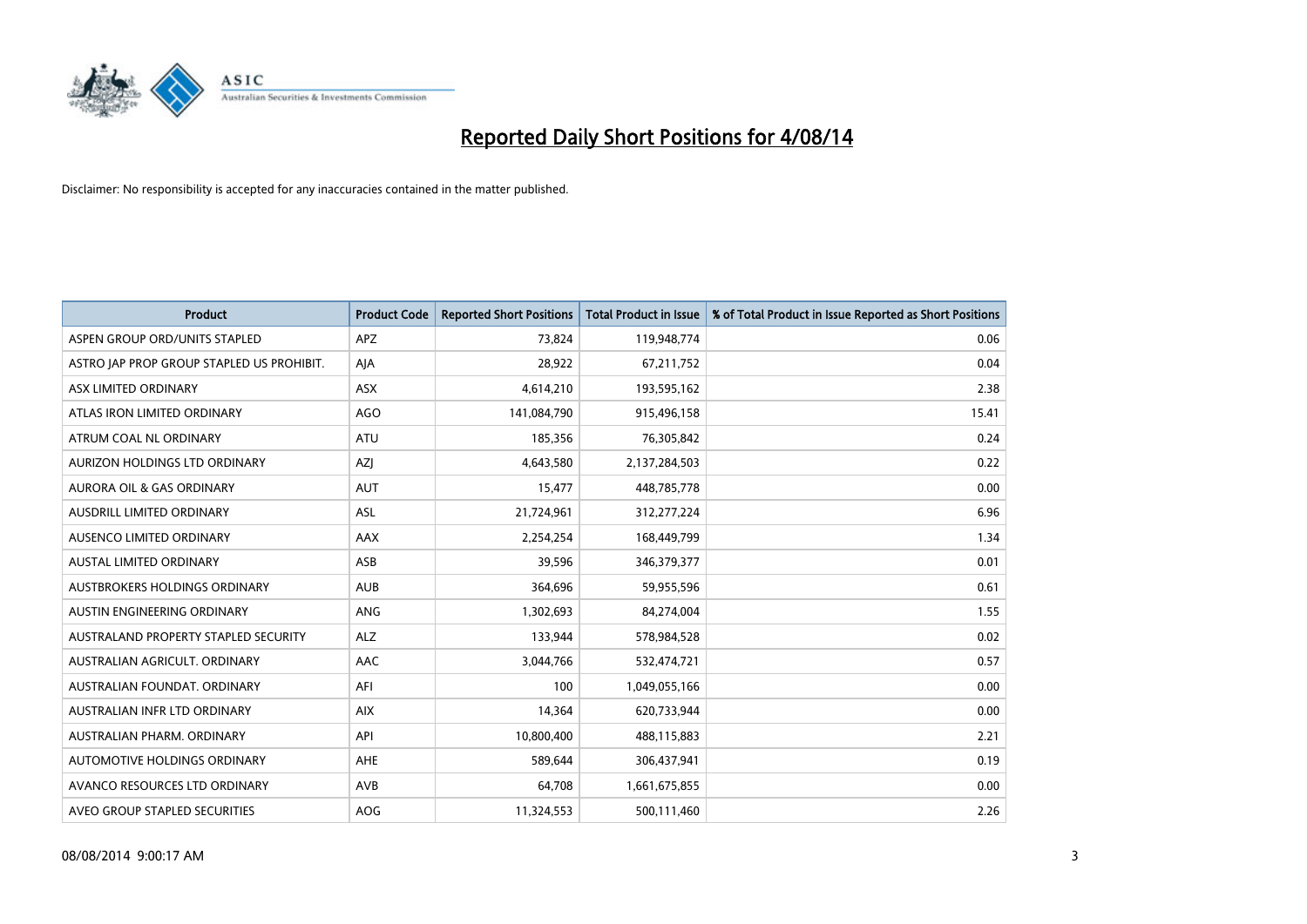# Reported Daily Short Positions for 4/08/14

Disclaimer: No responsibility is accepted for any inaccuracies contained in the matter published.

| Product | Product Code | Reported Short Positions | Total Product in Issue | % of Total Product in Issue Reported as Short Positions |
|---|---|---|---|---|
| ASPEN GROUP ORD/UNITS STAPLED | APZ | 73,824 | 119,948,774 | 0.06 |
| ASTRO JAP PROP GROUP STAPLED US PROHIBIT. | AJA | 28,922 | 67,211,752 | 0.04 |
| ASX LIMITED ORDINARY | ASX | 4,614,210 | 193,595,162 | 2.38 |
| ATLAS IRON LIMITED ORDINARY | AGO | 141,084,790 | 915,496,158 | 15.41 |
| ATRUM COAL NL ORDINARY | ATU | 185,356 | 76,305,842 | 0.24 |
| AURIZON HOLDINGS LTD ORDINARY | AZJ | 4,643,580 | 2,137,284,503 | 0.22 |
| AURORA OIL & GAS ORDINARY | AUT | 15,477 | 448,785,778 | 0.00 |
| AUSDRILL LIMITED ORDINARY | ASL | 21,724,961 | 312,277,224 | 6.96 |
| AUSENCO LIMITED ORDINARY | AAX | 2,254,254 | 168,449,799 | 1.34 |
| AUSTAL LIMITED ORDINARY | ASB | 39,596 | 346,379,377 | 0.01 |
| AUSTBROKERS HOLDINGS ORDINARY | AUB | 364,696 | 59,955,596 | 0.61 |
| AUSTIN ENGINEERING ORDINARY | ANG | 1,302,693 | 84,274,004 | 1.55 |
| AUSTRALAND PROPERTY STAPLED SECURITY | ALZ | 133,944 | 578,984,528 | 0.02 |
| AUSTRALIAN AGRICULT. ORDINARY | AAC | 3,044,766 | 532,474,721 | 0.57 |
| AUSTRALIAN FOUNDAT. ORDINARY | AFI | 100 | 1,049,055,166 | 0.00 |
| AUSTRALIAN INFR LTD ORDINARY | AIX | 14,364 | 620,733,944 | 0.00 |
| AUSTRALIAN PHARM. ORDINARY | API | 10,800,400 | 488,115,883 | 2.21 |
| AUTOMOTIVE HOLDINGS ORDINARY | AHE | 589,644 | 306,437,941 | 0.19 |
| AVANCO RESOURCES LTD ORDINARY | AVB | 64,708 | 1,661,675,855 | 0.00 |
| AVEO GROUP STAPLED SECURITIES | AOG | 11,324,553 | 500,111,460 | 2.26 |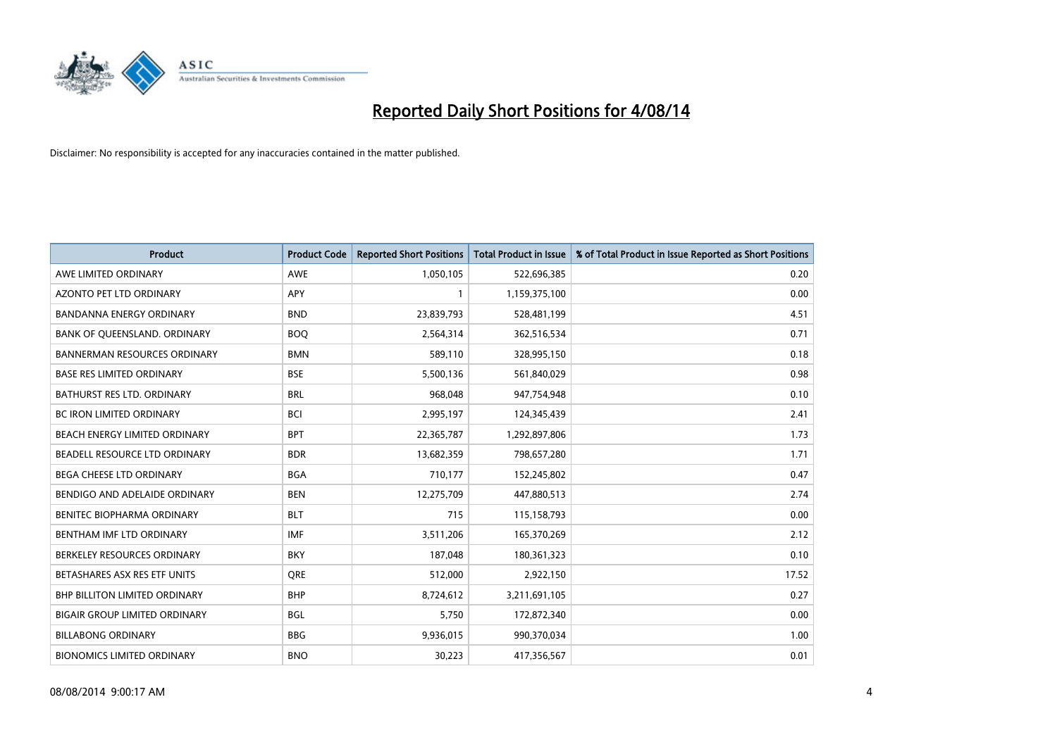# Reported Daily Short Positions for 4/08/14

Disclaimer: No responsibility is accepted for any inaccuracies contained in the matter published.

| Product | Product Code | Reported Short Positions | Total Product in Issue | % of Total Product in Issue Reported as Short Positions |
| --- | --- | --- | --- | --- |
| AWE LIMITED ORDINARY | AWE | 1,050,105 | 522,696,385 | 0.20 |
| AZONTO PET LTD ORDINARY | APY | 1 | 1,159,375,100 | 0.00 |
| BANDANNA ENERGY ORDINARY | BND | 23,839,793 | 528,481,199 | 4.51 |
| BANK OF QUEENSLAND. ORDINARY | BOQ | 2,564,314 | 362,516,534 | 0.71 |
| BANNERMAN RESOURCES ORDINARY | BMN | 589,110 | 328,995,150 | 0.18 |
| BASE RES LIMITED ORDINARY | BSE | 5,500,136 | 561,840,029 | 0.98 |
| BATHURST RES LTD. ORDINARY | BRL | 968,048 | 947,754,948 | 0.10 |
| BC IRON LIMITED ORDINARY | BCI | 2,995,197 | 124,345,439 | 2.41 |
| BEACH ENERGY LIMITED ORDINARY | BPT | 22,365,787 | 1,292,897,806 | 1.73 |
| BEADELL RESOURCE LTD ORDINARY | BDR | 13,682,359 | 798,657,280 | 1.71 |
| BEGA CHEESE LTD ORDINARY | BGA | 710,177 | 152,245,802 | 0.47 |
| BENDIGO AND ADELAIDE ORDINARY | BEN | 12,275,709 | 447,880,513 | 2.74 |
| BENITEC BIOPHARMA ORDINARY | BLT | 715 | 115,158,793 | 0.00 |
| BENTHAM IMF LTD ORDINARY | IMF | 3,511,206 | 165,370,269 | 2.12 |
| BERKELEY RESOURCES ORDINARY | BKY | 187,048 | 180,361,323 | 0.10 |
| BETASHARES ASX RES ETF UNITS | QRE | 512,000 | 2,922,150 | 17.52 |
| BHP BILLITON LIMITED ORDINARY | BHP | 8,724,612 | 3,211,691,105 | 0.27 |
| BIGAIR GROUP LIMITED ORDINARY | BGL | 5,750 | 172,872,340 | 0.00 |
| BILLABONG ORDINARY | BBG | 9,936,015 | 990,370,034 | 1.00 |
| BIONOMICS LIMITED ORDINARY | BNO | 30,223 | 417,356,567 | 0.01 |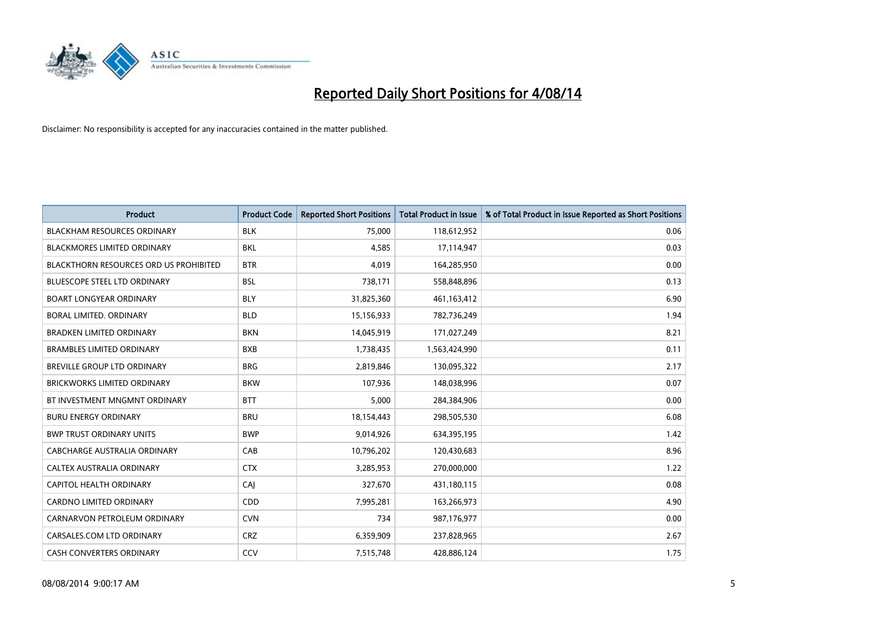# Reported Daily Short Positions for 4/08/14

Disclaimer: No responsibility is accepted for any inaccuracies contained in the matter published.

| Product | Product Code | Reported Short Positions | Total Product in Issue | % of Total Product in Issue Reported as Short Positions |
|---|---|---|---|---|
| BLACKHAM RESOURCES ORDINARY | BLK | 75,000 | 118,612,952 | 0.06 |
| BLACKMORES LIMITED ORDINARY | BKL | 4,585 | 17,114,947 | 0.03 |
| BLACKTHORN RESOURCES ORD US PROHIBITED | BTR | 4,019 | 164,285,950 | 0.00 |
| BLUESCOPE STEEL LTD ORDINARY | BSL | 738,171 | 558,848,896 | 0.13 |
| BOART LONGYEAR ORDINARY | BLY | 31,825,360 | 461,163,412 | 6.90 |
| BORAL LIMITED. ORDINARY | BLD | 15,156,933 | 782,736,249 | 1.94 |
| BRADKEN LIMITED ORDINARY | BKN | 14,045,919 | 171,027,249 | 8.21 |
| BRAMBLES LIMITED ORDINARY | BXB | 1,738,435 | 1,563,424,990 | 0.11 |
| BREVILLE GROUP LTD ORDINARY | BRG | 2,819,846 | 130,095,322 | 2.17 |
| BRICKWORKS LIMITED ORDINARY | BKW | 107,936 | 148,038,996 | 0.07 |
| BT INVESTMENT MNGMNT ORDINARY | BTT | 5,000 | 284,384,906 | 0.00 |
| BURU ENERGY ORDINARY | BRU | 18,154,443 | 298,505,530 | 6.08 |
| BWP TRUST ORDINARY UNITS | BWP | 9,014,926 | 634,395,195 | 1.42 |
| CABCHARGE AUSTRALIA ORDINARY | CAB | 10,796,202 | 120,430,683 | 8.96 |
| CALTEX AUSTRALIA ORDINARY | CTX | 3,285,953 | 270,000,000 | 1.22 |
| CAPITOL HEALTH ORDINARY | CAJ | 327,670 | 431,180,115 | 0.08 |
| CARDNO LIMITED ORDINARY | CDD | 7,995,281 | 163,266,973 | 4.90 |
| CARNARVON PETROLEUM ORDINARY | CVN | 734 | 987,176,977 | 0.00 |
| CARSALES.COM LTD ORDINARY | CRZ | 6,359,909 | 237,828,965 | 2.67 |
| CASH CONVERTERS ORDINARY | CCV | 7,515,748 | 428,886,124 | 1.75 |

08/08/2014 9:00:17 AM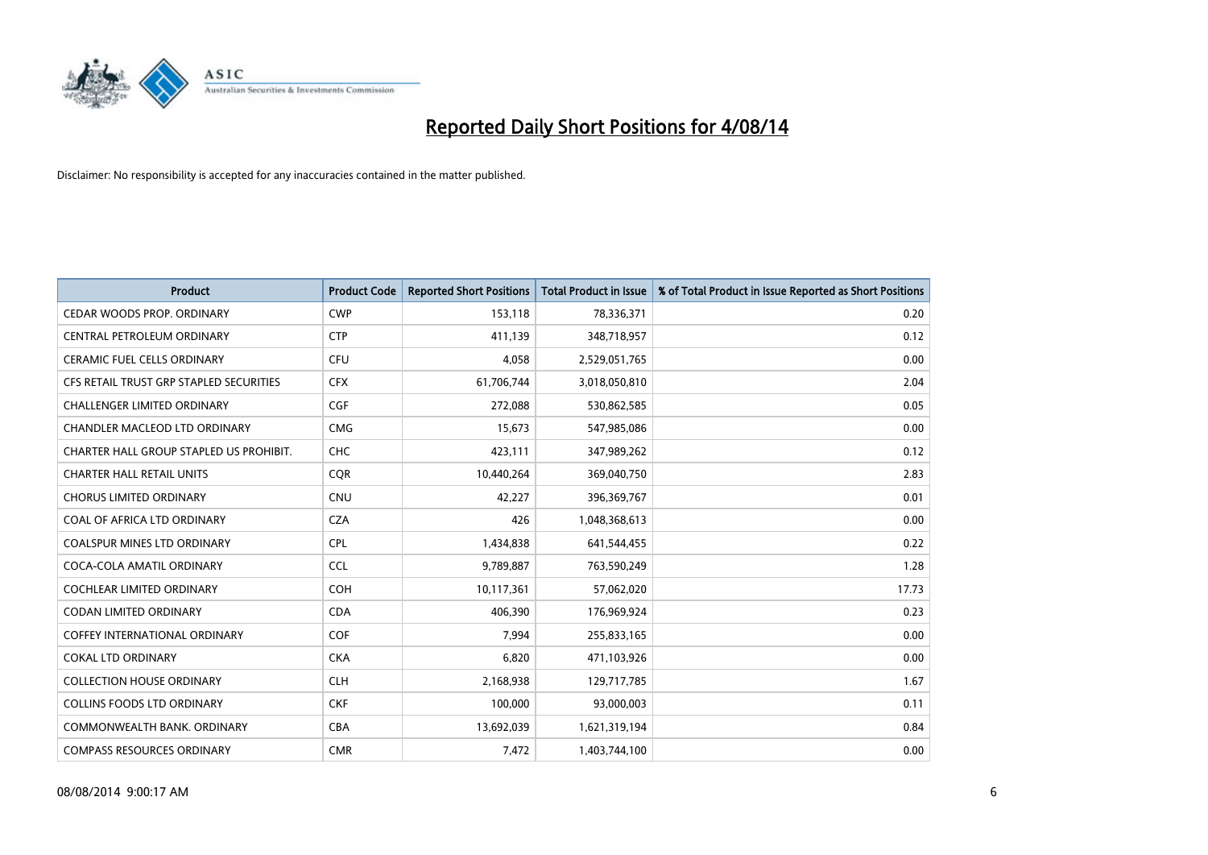# Reported Daily Short Positions for 4/08/14

Disclaimer: No responsibility is accepted for any inaccuracies contained in the matter published.

| Product | Product Code | Reported Short Positions | Total Product in Issue | % of Total Product in Issue Reported as Short Positions |
|---|---|---|---|---|
| CEDAR WOODS PROP. ORDINARY | CWP | 153,118 | 78,336,371 | 0.20 |
| CENTRAL PETROLEUM ORDINARY | CTP | 411,139 | 348,718,957 | 0.12 |
| CERAMIC FUEL CELLS ORDINARY | CFU | 4,058 | 2,529,051,765 | 0.00 |
| CFS RETAIL TRUST GRP STAPLED SECURITIES | CFX | 61,706,744 | 3,018,050,810 | 2.04 |
| CHALLENGER LIMITED ORDINARY | CGF | 272,088 | 530,862,585 | 0.05 |
| CHANDLER MACLEOD LTD ORDINARY | CMG | 15,673 | 547,985,086 | 0.00 |
| CHARTER HALL GROUP STAPLED US PROHIBIT. | CHC | 423,111 | 347,989,262 | 0.12 |
| CHARTER HALL RETAIL UNITS | CQR | 10,440,264 | 369,040,750 | 2.83 |
| CHORUS LIMITED ORDINARY | CNU | 42,227 | 396,369,767 | 0.01 |
| COAL OF AFRICA LTD ORDINARY | CZA | 426 | 1,048,368,613 | 0.00 |
| COALSPUR MINES LTD ORDINARY | CPL | 1,434,838 | 641,544,455 | 0.22 |
| COCA-COLA AMATIL ORDINARY | CCL | 9,789,887 | 763,590,249 | 1.28 |
| COCHLEAR LIMITED ORDINARY | COH | 10,117,361 | 57,062,020 | 17.73 |
| CODAN LIMITED ORDINARY | CDA | 406,390 | 176,969,924 | 0.23 |
| COFFEY INTERNATIONAL ORDINARY | COF | 7,994 | 255,833,165 | 0.00 |
| COKAL LTD ORDINARY | CKA | 6,820 | 471,103,926 | 0.00 |
| COLLECTION HOUSE ORDINARY | CLH | 2,168,938 | 129,717,785 | 1.67 |
| COLLINS FOODS LTD ORDINARY | CKF | 100,000 | 93,000,003 | 0.11 |
| COMMONWEALTH BANK. ORDINARY | CBA | 13,692,039 | 1,621,319,194 | 0.84 |
| COMPASS RESOURCES ORDINARY | CMR | 7,472 | 1,403,744,100 | 0.00 |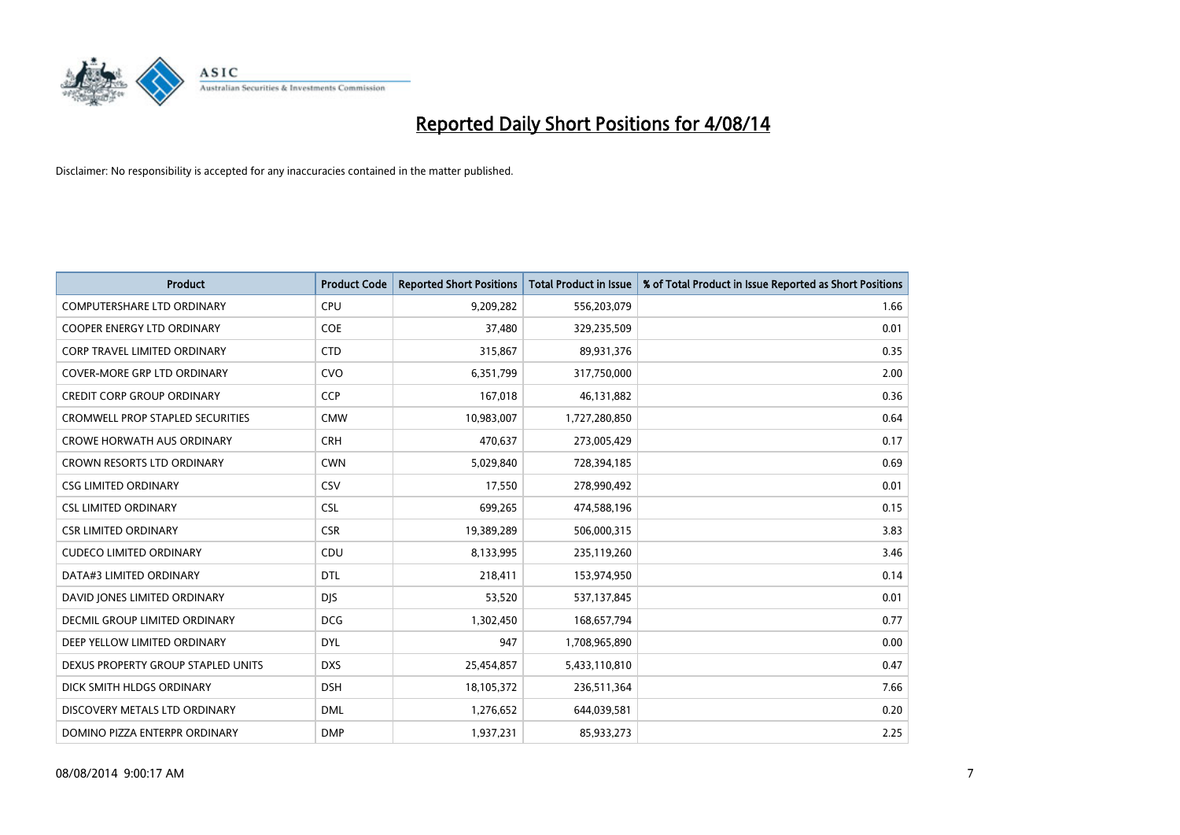# Reported Daily Short Positions for 4/08/14

Disclaimer: No responsibility is accepted for any inaccuracies contained in the matter published.

| Product | Product Code | Reported Short Positions | Total Product in Issue | % of Total Product in Issue Reported as Short Positions |
| --- | --- | --- | --- | --- |
| COMPUTERSHARE LTD ORDINARY | CPU | 9,209,282 | 556,203,079 | 1.66 |
| COOPER ENERGY LTD ORDINARY | COE | 37,480 | 329,235,509 | 0.01 |
| CORP TRAVEL LIMITED ORDINARY | CTD | 315,867 | 89,931,376 | 0.35 |
| COVER-MORE GRP LTD ORDINARY | CVO | 6,351,799 | 317,750,000 | 2.00 |
| CREDIT CORP GROUP ORDINARY | CCP | 167,018 | 46,131,882 | 0.36 |
| CROMWELL PROP STAPLED SECURITIES | CMW | 10,983,007 | 1,727,280,850 | 0.64 |
| CROWE HORWATH AUS ORDINARY | CRH | 470,637 | 273,005,429 | 0.17 |
| CROWN RESORTS LTD ORDINARY | CWN | 5,029,840 | 728,394,185 | 0.69 |
| CSG LIMITED ORDINARY | CSV | 17,550 | 278,990,492 | 0.01 |
| CSL LIMITED ORDINARY | CSL | 699,265 | 474,588,196 | 0.15 |
| CSR LIMITED ORDINARY | CSR | 19,389,289 | 506,000,315 | 3.83 |
| CUDECO LIMITED ORDINARY | CDU | 8,133,995 | 235,119,260 | 3.46 |
| DATA#3 LIMITED ORDINARY | DTL | 218,411 | 153,974,950 | 0.14 |
| DAVID JONES LIMITED ORDINARY | DJS | 53,520 | 537,137,845 | 0.01 |
| DECMIL GROUP LIMITED ORDINARY | DCG | 1,302,450 | 168,657,794 | 0.77 |
| DEEP YELLOW LIMITED ORDINARY | DYL | 947 | 1,708,965,890 | 0.00 |
| DEXUS PROPERTY GROUP STAPLED UNITS | DXS | 25,454,857 | 5,433,110,810 | 0.47 |
| DICK SMITH HLDGS ORDINARY | DSH | 18,105,372 | 236,511,364 | 7.66 |
| DISCOVERY METALS LTD ORDINARY | DML | 1,276,652 | 644,039,581 | 0.20 |
| DOMINO PIZZA ENTERPR ORDINARY | DMP | 1,937,231 | 85,933,273 | 2.25 |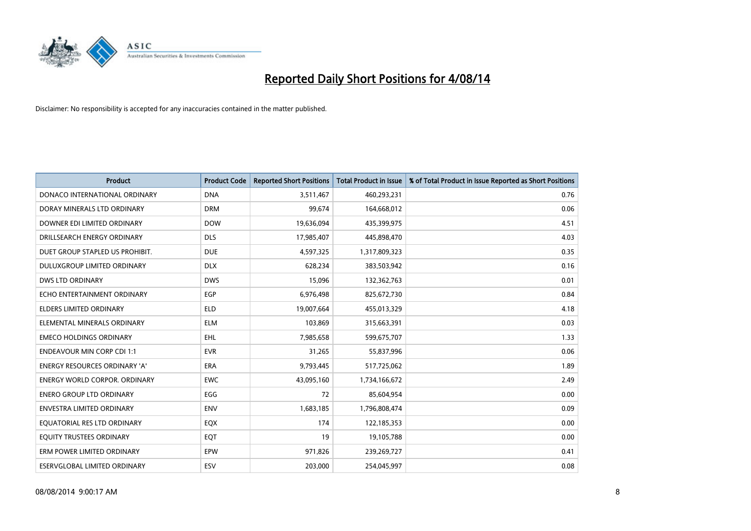# Reported Daily Short Positions for 4/08/14

Disclaimer: No responsibility is accepted for any inaccuracies contained in the matter published.

| Product | Product Code | Reported Short Positions | Total Product in Issue | % of Total Product in Issue Reported as Short Positions |
|---|---|---|---|---|
| DONACO INTERNATIONAL ORDINARY | DNA | 3,511,467 | 460,293,231 | 0.76 |
| DORAY MINERALS LTD ORDINARY | DRM | 99,674 | 164,668,012 | 0.06 |
| DOWNER EDI LIMITED ORDINARY | DOW | 19,636,094 | 435,399,975 | 4.51 |
| DRILLSEARCH ENERGY ORDINARY | DLS | 17,985,407 | 445,898,470 | 4.03 |
| DUET GROUP STAPLED US PROHIBIT. | DUE | 4,597,325 | 1,317,809,323 | 0.35 |
| DULUXGROUP LIMITED ORDINARY | DLX | 628,234 | 383,503,942 | 0.16 |
| DWS LTD ORDINARY | DWS | 15,096 | 132,362,763 | 0.01 |
| ECHO ENTERTAINMENT ORDINARY | EGP | 6,976,498 | 825,672,730 | 0.84 |
| ELDERS LIMITED ORDINARY | ELD | 19,007,664 | 455,013,329 | 4.18 |
| ELEMENTAL MINERALS ORDINARY | ELM | 103,869 | 315,663,391 | 0.03 |
| EMECO HOLDINGS ORDINARY | EHL | 7,985,658 | 599,675,707 | 1.33 |
| ENDEAVOUR MIN CORP CDI 1:1 | EVR | 31,265 | 55,837,996 | 0.06 |
| ENERGY RESOURCES ORDINARY 'A' | ERA | 9,793,445 | 517,725,062 | 1.89 |
| ENERGY WORLD CORPOR. ORDINARY | EWC | 43,095,160 | 1,734,166,672 | 2.49 |
| ENERO GROUP LTD ORDINARY | EGG | 72 | 85,604,954 | 0.00 |
| ENVESTRA LIMITED ORDINARY | ENV | 1,683,185 | 1,796,808,474 | 0.09 |
| EQUATORIAL RES LTD ORDINARY | EQX | 174 | 122,185,353 | 0.00 |
| EQUITY TRUSTEES ORDINARY | EQT | 19 | 19,105,788 | 0.00 |
| ERM POWER LIMITED ORDINARY | EPW | 971,826 | 239,269,727 | 0.41 |
| ESERVGLOBAL LIMITED ORDINARY | ESV | 203,000 | 254,045,997 | 0.08 |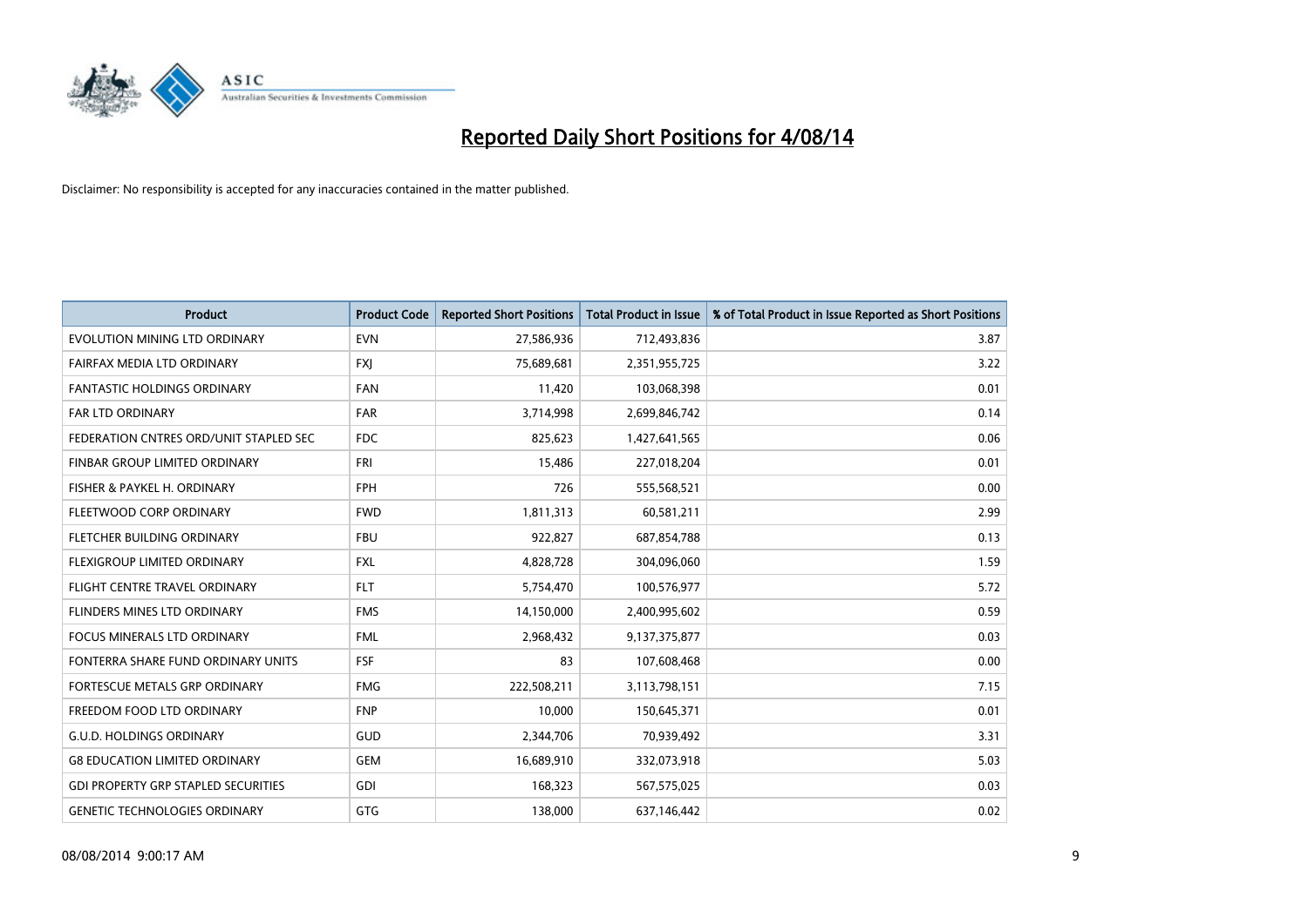# Reported Daily Short Positions for 4/08/14

Disclaimer: No responsibility is accepted for any inaccuracies contained in the matter published.

| Product | Product Code | Reported Short Positions | Total Product in Issue | % of Total Product in Issue Reported as Short Positions |
| --- | --- | --- | --- | --- |
| EVOLUTION MINING LTD ORDINARY | EVN | 27,586,936 | 712,493,836 | 3.87 |
| FAIRFAX MEDIA LTD ORDINARY | FXJ | 75,689,681 | 2,351,955,725 | 3.22 |
| FANTASTIC HOLDINGS ORDINARY | FAN | 11,420 | 103,068,398 | 0.01 |
| FAR LTD ORDINARY | FAR | 3,714,998 | 2,699,846,742 | 0.14 |
| FEDERATION CNTRES ORD/UNIT STAPLED SEC | FDC | 825,623 | 1,427,641,565 | 0.06 |
| FINBAR GROUP LIMITED ORDINARY | FRI | 15,486 | 227,018,204 | 0.01 |
| FISHER & PAYKEL H. ORDINARY | FPH | 726 | 555,568,521 | 0.00 |
| FLEETWOOD CORP ORDINARY | FWD | 1,811,313 | 60,581,211 | 2.99 |
| FLETCHER BUILDING ORDINARY | FBU | 922,827 | 687,854,788 | 0.13 |
| FLEXIGROUP LIMITED ORDINARY | FXL | 4,828,728 | 304,096,060 | 1.59 |
| FLIGHT CENTRE TRAVEL ORDINARY | FLT | 5,754,470 | 100,576,977 | 5.72 |
| FLINDERS MINES LTD ORDINARY | FMS | 14,150,000 | 2,400,995,602 | 0.59 |
| FOCUS MINERALS LTD ORDINARY | FML | 2,968,432 | 9,137,375,877 | 0.03 |
| FONTERRA SHARE FUND ORDINARY UNITS | FSF | 83 | 107,608,468 | 0.00 |
| FORTESCUE METALS GRP ORDINARY | FMG | 222,508,211 | 3,113,798,151 | 7.15 |
| FREEDOM FOOD LTD ORDINARY | FNP | 10,000 | 150,645,371 | 0.01 |
| G.U.D. HOLDINGS ORDINARY | GUD | 2,344,706 | 70,939,492 | 3.31 |
| G8 EDUCATION LIMITED ORDINARY | GEM | 16,689,910 | 332,073,918 | 5.03 |
| GDI PROPERTY GRP STAPLED SECURITIES | GDI | 168,323 | 567,575,025 | 0.03 |
| GENETIC TECHNOLOGIES ORDINARY | GTG | 138,000 | 637,146,442 | 0.02 |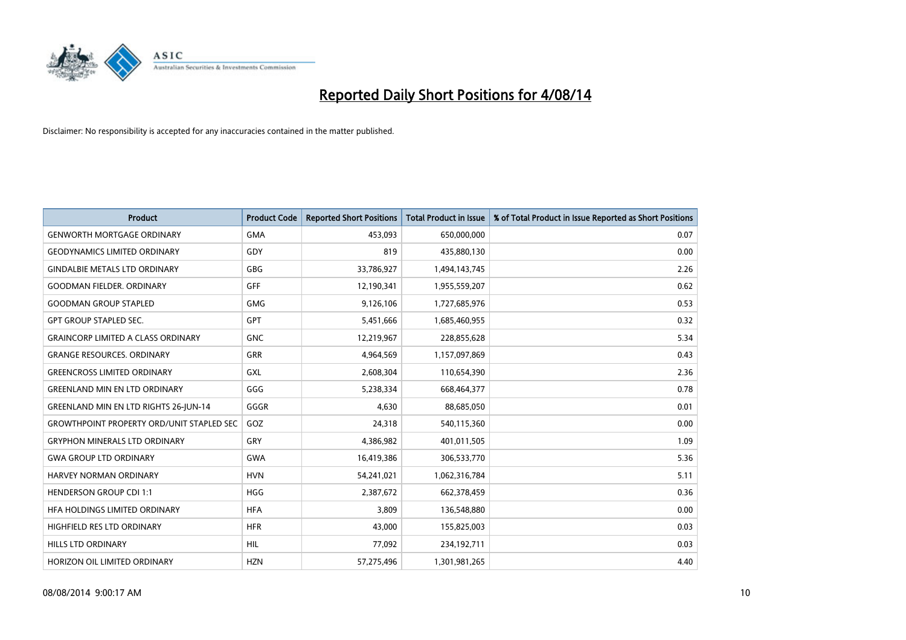# Reported Daily Short Positions for 4/08/14

Disclaimer: No responsibility is accepted for any inaccuracies contained in the matter published.

| Product | Product Code | Reported Short Positions | Total Product in Issue | % of Total Product in Issue Reported as Short Positions |
|---|---|---|---|---|
| GENWORTH MORTGAGE ORDINARY | GMA | 453,093 | 650,000,000 | 0.07 |
| GEODYNAMICS LIMITED ORDINARY | GDY | 819 | 435,880,130 | 0.00 |
| GINDALBIE METALS LTD ORDINARY | GBG | 33,786,927 | 1,494,143,745 | 2.26 |
| GOODMAN FIELDER. ORDINARY | GFF | 12,190,341 | 1,955,559,207 | 0.62 |
| GOODMAN GROUP STAPLED | GMG | 9,126,106 | 1,727,685,976 | 0.53 |
| GPT GROUP STAPLED SEC. | GPT | 5,451,666 | 1,685,460,955 | 0.32 |
| GRAINCORP LIMITED A CLASS ORDINARY | GNC | 12,219,967 | 228,855,628 | 5.34 |
| GRANGE RESOURCES. ORDINARY | GRR | 4,964,569 | 1,157,097,869 | 0.43 |
| GREENCROSS LIMITED ORDINARY | GXL | 2,608,304 | 110,654,390 | 2.36 |
| GREENLAND MIN EN LTD ORDINARY | GGG | 5,238,334 | 668,464,377 | 0.78 |
| GREENLAND MIN EN LTD RIGHTS 26-JUN-14 | GGGR | 4,630 | 88,685,050 | 0.01 |
| GROWTHPOINT PROPERTY ORD/UNIT STAPLED SEC | GOZ | 24,318 | 540,115,360 | 0.00 |
| GRYPHON MINERALS LTD ORDINARY | GRY | 4,386,982 | 401,011,505 | 1.09 |
| GWA GROUP LTD ORDINARY | GWA | 16,419,386 | 306,533,770 | 5.36 |
| HARVEY NORMAN ORDINARY | HVN | 54,241,021 | 1,062,316,784 | 5.11 |
| HENDERSON GROUP CDI 1:1 | HGG | 2,387,672 | 662,378,459 | 0.36 |
| HFA HOLDINGS LIMITED ORDINARY | HFA | 3,809 | 136,548,880 | 0.00 |
| HIGHFIELD RES LTD ORDINARY | HFR | 43,000 | 155,825,003 | 0.03 |
| HILLS LTD ORDINARY | HIL | 77,092 | 234,192,711 | 0.03 |
| HORIZON OIL LIMITED ORDINARY | HZN | 57,275,496 | 1,301,981,265 | 4.40 |

08/08/2014 9:00:17 AM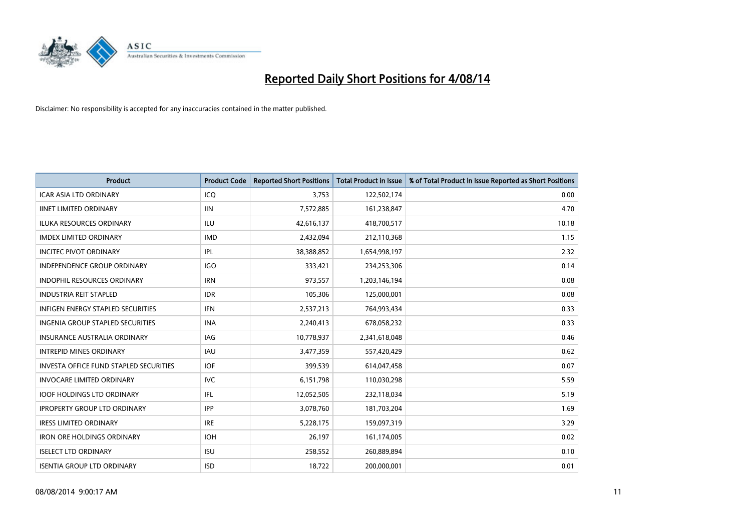# Reported Daily Short Positions for 4/08/14

Disclaimer: No responsibility is accepted for any inaccuracies contained in the matter published.

| Product | Product Code | Reported Short Positions | Total Product in Issue | % of Total Product in Issue Reported as Short Positions |
|---|---|---|---|---|
| ICAR ASIA LTD ORDINARY | ICQ | 3,753 | 122,502,174 | 0.00 |
| IINET LIMITED ORDINARY | IIN | 7,572,885 | 161,238,847 | 4.70 |
| ILUKA RESOURCES ORDINARY | ILU | 42,616,137 | 418,700,517 | 10.18 |
| IMDEX LIMITED ORDINARY | IMD | 2,432,094 | 212,110,368 | 1.15 |
| INCITEC PIVOT ORDINARY | IPL | 38,388,852 | 1,654,998,197 | 2.32 |
| INDEPENDENCE GROUP ORDINARY | IGO | 333,421 | 234,253,306 | 0.14 |
| INDOPHIL RESOURCES ORDINARY | IRN | 973,557 | 1,203,146,194 | 0.08 |
| INDUSTRIA REIT STAPLED | IDR | 105,306 | 125,000,001 | 0.08 |
| INFIGEN ENERGY STAPLED SECURITIES | IFN | 2,537,213 | 764,993,434 | 0.33 |
| INGENIA GROUP STAPLED SECURITIES | INA | 2,240,413 | 678,058,232 | 0.33 |
| INSURANCE AUSTRALIA ORDINARY | IAG | 10,778,937 | 2,341,618,048 | 0.46 |
| INTREPID MINES ORDINARY | IAU | 3,477,359 | 557,420,429 | 0.62 |
| INVESTA OFFICE FUND STAPLED SECURITIES | IOF | 399,539 | 614,047,458 | 0.07 |
| INVOCARE LIMITED ORDINARY | IVC | 6,151,798 | 110,030,298 | 5.59 |
| IOOF HOLDINGS LTD ORDINARY | IFL | 12,052,505 | 232,118,034 | 5.19 |
| IPROPERTY GROUP LTD ORDINARY | IPP | 3,078,760 | 181,703,204 | 1.69 |
| IRESS LIMITED ORDINARY | IRE | 5,228,175 | 159,097,319 | 3.29 |
| IRON ORE HOLDINGS ORDINARY | IOH | 26,197 | 161,174,005 | 0.02 |
| ISELECT LTD ORDINARY | ISU | 258,552 | 260,889,894 | 0.10 |
| ISENTIA GROUP LTD ORDINARY | ISD | 18,722 | 200,000,001 | 0.01 |

08/08/2014 9:00:17 AM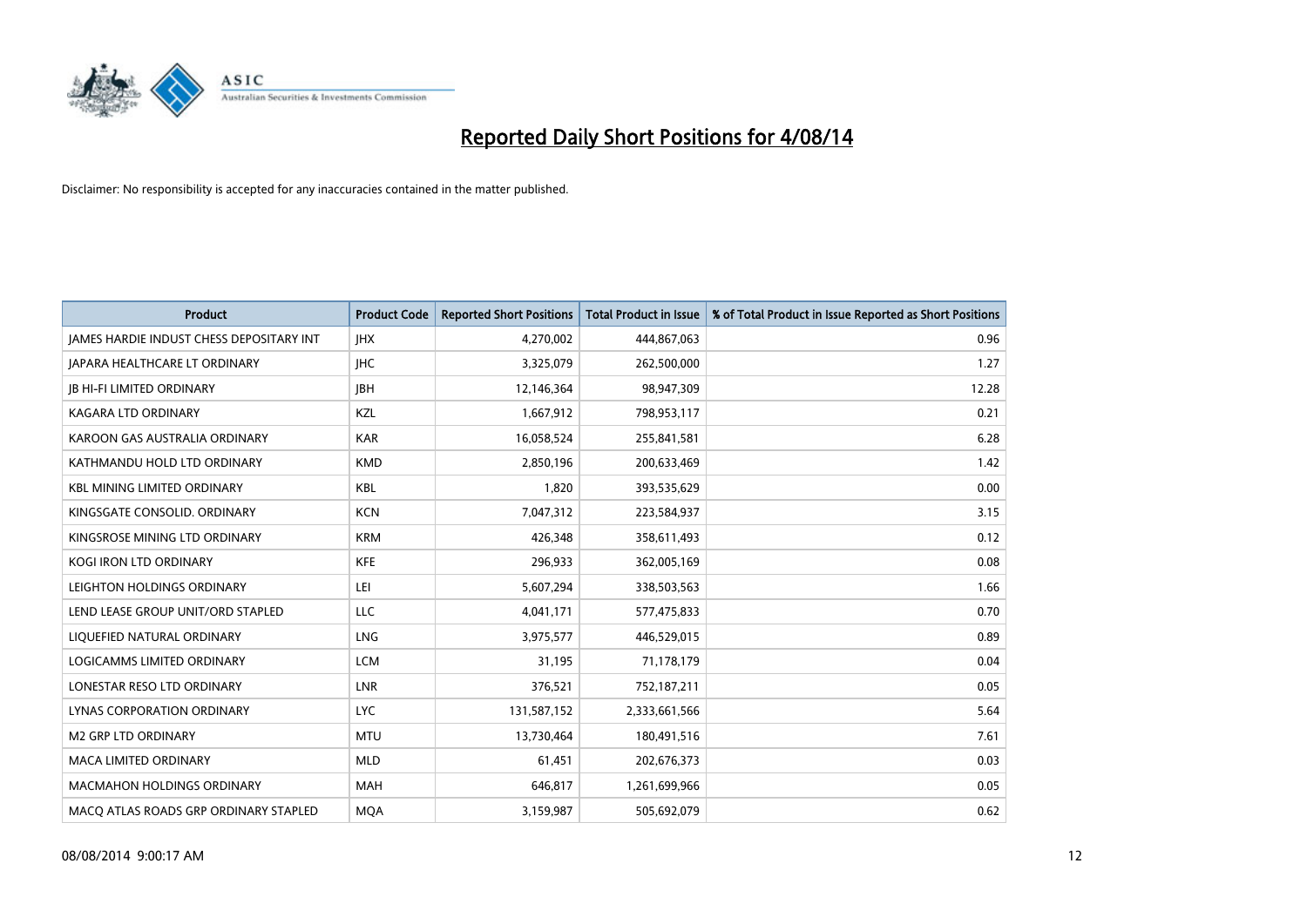# Reported Daily Short Positions for 4/08/14

Disclaimer: No responsibility is accepted for any inaccuracies contained in the matter published.

| Product | Product Code | Reported Short Positions | Total Product in Issue | % of Total Product in Issue Reported as Short Positions |
|---|---|---|---|---|
| JAMES HARDIE INDUST CHESS DEPOSITARY INT | JHX | 4,270,002 | 444,867,063 | 0.96 |
| JAPARA HEALTHCARE LT ORDINARY | JHC | 3,325,079 | 262,500,000 | 1.27 |
| JB HI-FI LIMITED ORDINARY | JBH | 12,146,364 | 98,947,309 | 12.28 |
| KAGARA LTD ORDINARY | KZL | 1,667,912 | 798,953,117 | 0.21 |
| KAROON GAS AUSTRALIA ORDINARY | KAR | 16,058,524 | 255,841,581 | 6.28 |
| KATHMANDU HOLD LTD ORDINARY | KMD | 2,850,196 | 200,633,469 | 1.42 |
| KBL MINING LIMITED ORDINARY | KBL | 1,820 | 393,535,629 | 0.00 |
| KINGSGATE CONSOLID. ORDINARY | KCN | 7,047,312 | 223,584,937 | 3.15 |
| KINGSROSE MINING LTD ORDINARY | KRM | 426,348 | 358,611,493 | 0.12 |
| KOGI IRON LTD ORDINARY | KFE | 296,933 | 362,005,169 | 0.08 |
| LEIGHTON HOLDINGS ORDINARY | LEI | 5,607,294 | 338,503,563 | 1.66 |
| LEND LEASE GROUP UNIT/ORD STAPLED | LLC | 4,041,171 | 577,475,833 | 0.70 |
| LIQUEFIED NATURAL ORDINARY | LNG | 3,975,577 | 446,529,015 | 0.89 |
| LOGICAMMS LIMITED ORDINARY | LCM | 31,195 | 71,178,179 | 0.04 |
| LONESTAR RESO LTD ORDINARY | LNR | 376,521 | 752,187,211 | 0.05 |
| LYNAS CORPORATION ORDINARY | LYC | 131,587,152 | 2,333,661,566 | 5.64 |
| M2 GRP LTD ORDINARY | MTU | 13,730,464 | 180,491,516 | 7.61 |
| MACA LIMITED ORDINARY | MLD | 61,451 | 202,676,373 | 0.03 |
| MACMAHON HOLDINGS ORDINARY | MAH | 646,817 | 1,261,699,966 | 0.05 |
| MACQ ATLAS ROADS GRP ORDINARY STAPLED | MQA | 3,159,987 | 505,692,079 | 0.62 |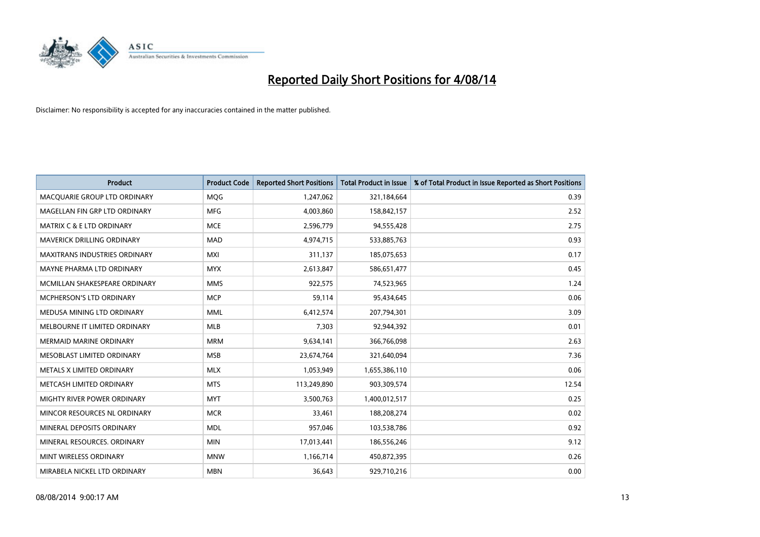# Reported Daily Short Positions for 4/08/14

Disclaimer: No responsibility is accepted for any inaccuracies contained in the matter published.

| Product | Product Code | Reported Short Positions | Total Product in Issue | % of Total Product in Issue Reported as Short Positions |
|---|---|---|---|---|
| MACQUARIE GROUP LTD ORDINARY | MQG | 1,247,062 | 321,184,664 | 0.39 |
| MAGELLAN FIN GRP LTD ORDINARY | MFG | 4,003,860 | 158,842,157 | 2.52 |
| MATRIX C & E LTD ORDINARY | MCE | 2,596,779 | 94,555,428 | 2.75 |
| MAVERICK DRILLING ORDINARY | MAD | 4,974,715 | 533,885,763 | 0.93 |
| MAXITRANS INDUSTRIES ORDINARY | MXI | 311,137 | 185,075,653 | 0.17 |
| MAYNE PHARMA LTD ORDINARY | MYX | 2,613,847 | 586,651,477 | 0.45 |
| MCMILLAN SHAKESPEARE ORDINARY | MMS | 922,575 | 74,523,965 | 1.24 |
| MCPHERSON'S LTD ORDINARY | MCP | 59,114 | 95,434,645 | 0.06 |
| MEDUSA MINING LTD ORDINARY | MML | 6,412,574 | 207,794,301 | 3.09 |
| MELBOURNE IT LIMITED ORDINARY | MLB | 7,303 | 92,944,392 | 0.01 |
| MERMAID MARINE ORDINARY | MRM | 9,634,141 | 366,766,098 | 2.63 |
| MESOBLAST LIMITED ORDINARY | MSB | 23,674,764 | 321,640,094 | 7.36 |
| METALS X LIMITED ORDINARY | MLX | 1,053,949 | 1,655,386,110 | 0.06 |
| METCASH LIMITED ORDINARY | MTS | 113,249,890 | 903,309,574 | 12.54 |
| MIGHTY RIVER POWER ORDINARY | MYT | 3,500,763 | 1,400,012,517 | 0.25 |
| MINCOR RESOURCES NL ORDINARY | MCR | 33,461 | 188,208,274 | 0.02 |
| MINERAL DEPOSITS ORDINARY | MDL | 957,046 | 103,538,786 | 0.92 |
| MINERAL RESOURCES. ORDINARY | MIN | 17,013,441 | 186,556,246 | 9.12 |
| MINT WIRELESS ORDINARY | MNW | 1,166,714 | 450,872,395 | 0.26 |
| MIRABELA NICKEL LTD ORDINARY | MBN | 36,643 | 929,710,216 | 0.00 |

08/08/2014 9:00:17 AM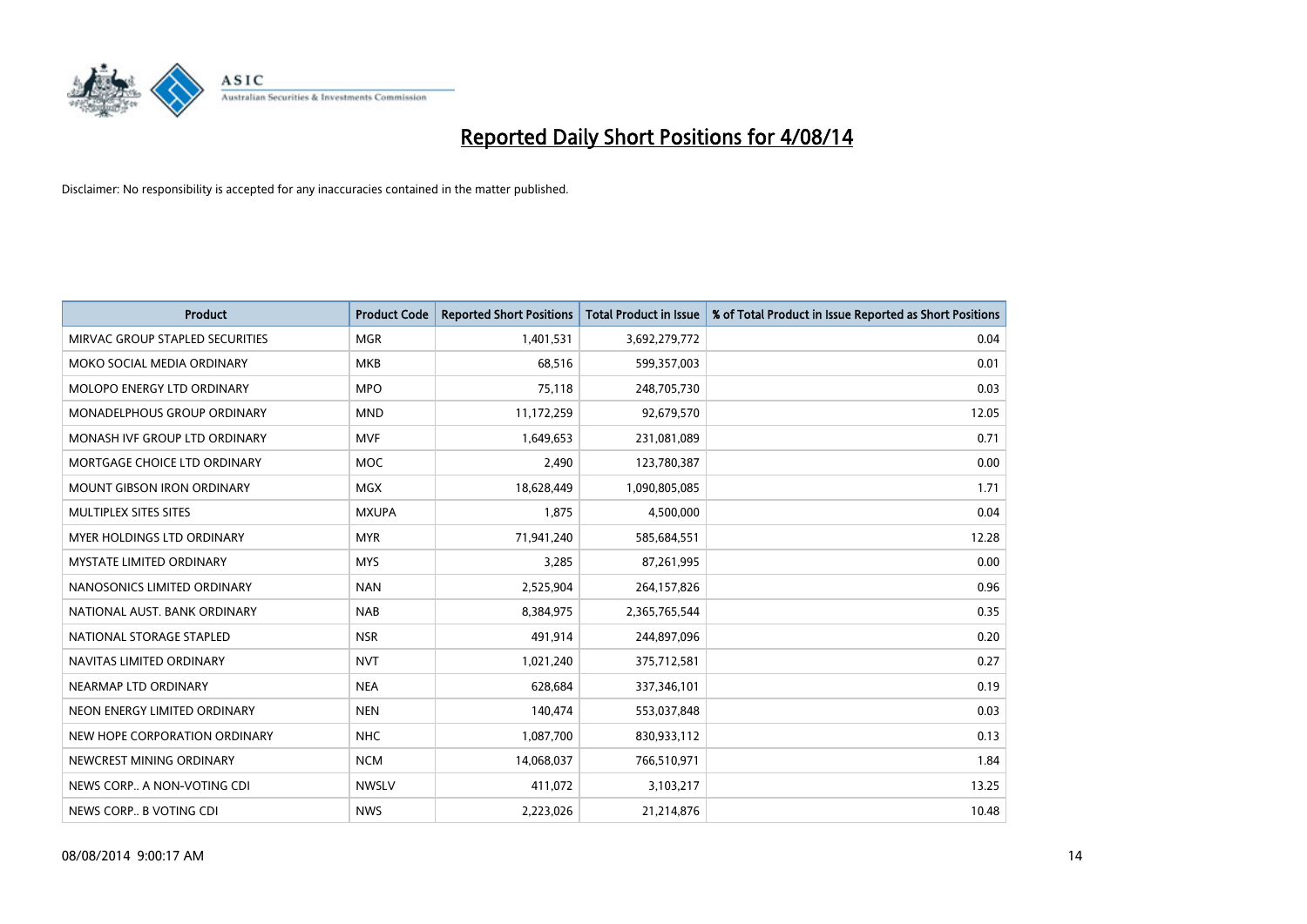# Reported Daily Short Positions for 4/08/14

Disclaimer: No responsibility is accepted for any inaccuracies contained in the matter published.

| Product | Product Code | Reported Short Positions | Total Product in Issue | % of Total Product in Issue Reported as Short Positions |
|---|---|---|---|---|
| MIRVAC GROUP STAPLED SECURITIES | MGR | 1,401,531 | 3,692,279,772 | 0.04 |
| MOKO SOCIAL MEDIA ORDINARY | MKB | 68,516 | 599,357,003 | 0.01 |
| MOLOPO ENERGY LTD ORDINARY | MPO | 75,118 | 248,705,730 | 0.03 |
| MONADELPHOUS GROUP ORDINARY | MND | 11,172,259 | 92,679,570 | 12.05 |
| MONASH IVF GROUP LTD ORDINARY | MVF | 1,649,653 | 231,081,089 | 0.71 |
| MORTGAGE CHOICE LTD ORDINARY | MOC | 2,490 | 123,780,387 | 0.00 |
| MOUNT GIBSON IRON ORDINARY | MGX | 18,628,449 | 1,090,805,085 | 1.71 |
| MULTIPLEX SITES SITES | MXUPA | 1,875 | 4,500,000 | 0.04 |
| MYER HOLDINGS LTD ORDINARY | MYR | 71,941,240 | 585,684,551 | 12.28 |
| MYSTATE LIMITED ORDINARY | MYS | 3,285 | 87,261,995 | 0.00 |
| NANOSONICS LIMITED ORDINARY | NAN | 2,525,904 | 264,157,826 | 0.96 |
| NATIONAL AUST. BANK ORDINARY | NAB | 8,384,975 | 2,365,765,544 | 0.35 |
| NATIONAL STORAGE STAPLED | NSR | 491,914 | 244,897,096 | 0.20 |
| NAVITAS LIMITED ORDINARY | NVT | 1,021,240 | 375,712,581 | 0.27 |
| NEARMAP LTD ORDINARY | NEA | 628,684 | 337,346,101 | 0.19 |
| NEON ENERGY LIMITED ORDINARY | NEN | 140,474 | 553,037,848 | 0.03 |
| NEW HOPE CORPORATION ORDINARY | NHC | 1,087,700 | 830,933,112 | 0.13 |
| NEWCREST MINING ORDINARY | NCM | 14,068,037 | 766,510,971 | 1.84 |
| NEWS CORP.. A NON-VOTING CDI | NWSLV | 411,072 | 3,103,217 | 13.25 |
| NEWS CORP.. B VOTING CDI | NWS | 2,223,026 | 21,214,876 | 10.48 |

08/08/2014 9:00:17 AM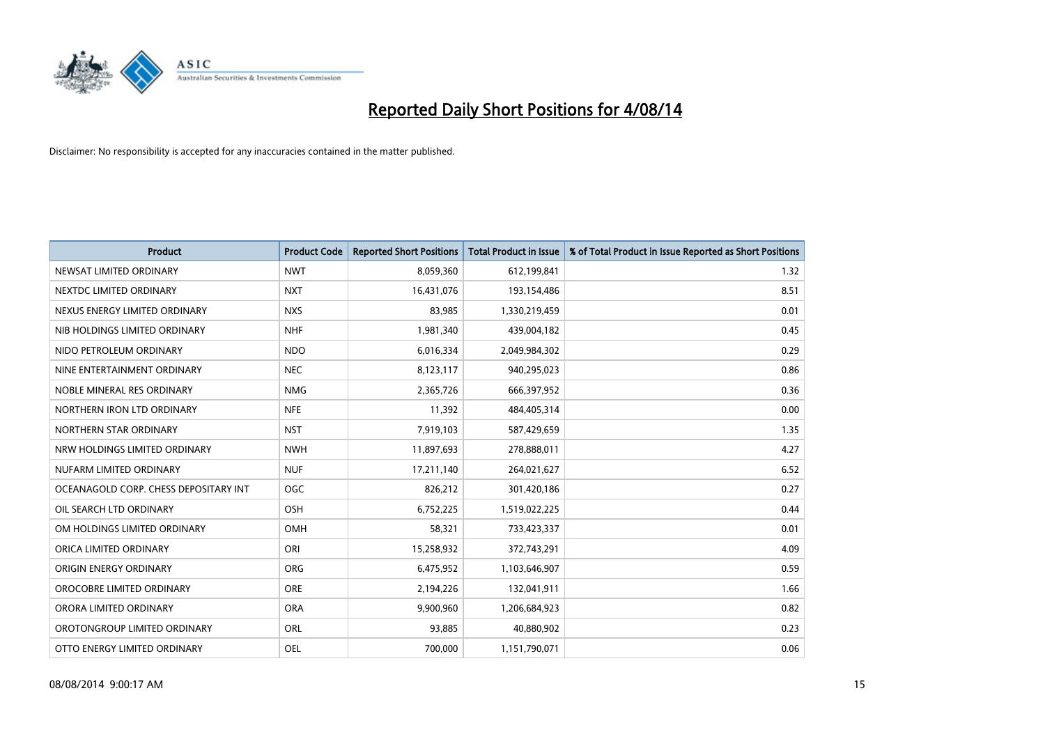# Reported Daily Short Positions for 4/08/14

Disclaimer: No responsibility is accepted for any inaccuracies contained in the matter published.

| Product | Product Code | Reported Short Positions | Total Product in Issue | % of Total Product in Issue Reported as Short Positions |
| --- | --- | --- | --- | --- |
| NEWSAT LIMITED ORDINARY | NWT | 8,059,360 | 612,199,841 | 1.32 |
| NEXTDC LIMITED ORDINARY | NXT | 16,431,076 | 193,154,486 | 8.51 |
| NEXUS ENERGY LIMITED ORDINARY | NXS | 83,985 | 1,330,219,459 | 0.01 |
| NIB HOLDINGS LIMITED ORDINARY | NHF | 1,981,340 | 439,004,182 | 0.45 |
| NIDO PETROLEUM ORDINARY | NDO | 6,016,334 | 2,049,984,302 | 0.29 |
| NINE ENTERTAINMENT ORDINARY | NEC | 8,123,117 | 940,295,023 | 0.86 |
| NOBLE MINERAL RES ORDINARY | NMG | 2,365,726 | 666,397,952 | 0.36 |
| NORTHERN IRON LTD ORDINARY | NFE | 11,392 | 484,405,314 | 0.00 |
| NORTHERN STAR ORDINARY | NST | 7,919,103 | 587,429,659 | 1.35 |
| NRW HOLDINGS LIMITED ORDINARY | NWH | 11,897,693 | 278,888,011 | 4.27 |
| NUFARM LIMITED ORDINARY | NUF | 17,211,140 | 264,021,627 | 6.52 |
| OCEANAGOLD CORP. CHESS DEPOSITARY INT | OGC | 826,212 | 301,420,186 | 0.27 |
| OIL SEARCH LTD ORDINARY | OSH | 6,752,225 | 1,519,022,225 | 0.44 |
| OM HOLDINGS LIMITED ORDINARY | OMH | 58,321 | 733,423,337 | 0.01 |
| ORICA LIMITED ORDINARY | ORI | 15,258,932 | 372,743,291 | 4.09 |
| ORIGIN ENERGY ORDINARY | ORG | 6,475,952 | 1,103,646,907 | 0.59 |
| OROCOBRE LIMITED ORDINARY | ORE | 2,194,226 | 132,041,911 | 1.66 |
| ORORA LIMITED ORDINARY | ORA | 9,900,960 | 1,206,684,923 | 0.82 |
| OROTONGROUP LIMITED ORDINARY | ORL | 93,885 | 40,880,902 | 0.23 |
| OTTO ENERGY LIMITED ORDINARY | OEL | 700,000 | 1,151,790,071 | 0.06 |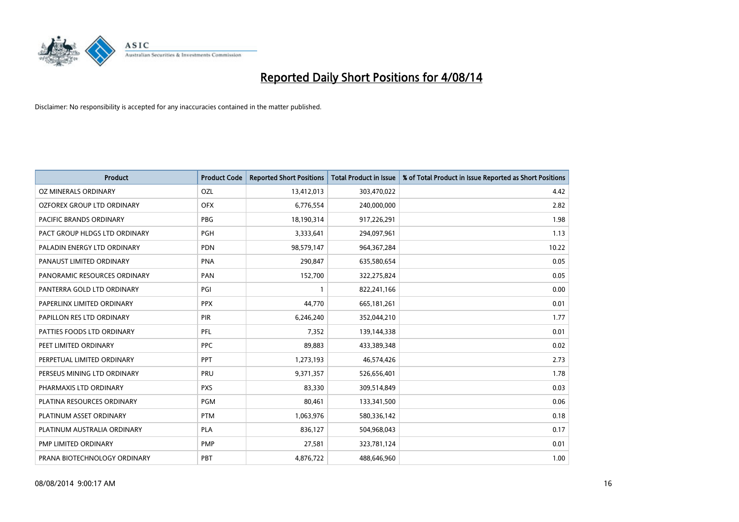# Reported Daily Short Positions for 4/08/14

Disclaimer: No responsibility is accepted for any inaccuracies contained in the matter published.

| Product | Product Code | Reported Short Positions | Total Product in Issue | % of Total Product in Issue Reported as Short Positions |
|---|---|---|---|---|
| OZ MINERALS ORDINARY | OZL | 13,412,013 | 303,470,022 | 4.42 |
| OZFOREX GROUP LTD ORDINARY | OFX | 6,776,554 | 240,000,000 | 2.82 |
| PACIFIC BRANDS ORDINARY | PBG | 18,190,314 | 917,226,291 | 1.98 |
| PACT GROUP HLDGS LTD ORDINARY | PGH | 3,333,641 | 294,097,961 | 1.13 |
| PALADIN ENERGY LTD ORDINARY | PDN | 98,579,147 | 964,367,284 | 10.22 |
| PANAUST LIMITED ORDINARY | PNA | 290,847 | 635,580,654 | 0.05 |
| PANORAMIC RESOURCES ORDINARY | PAN | 152,700 | 322,275,824 | 0.05 |
| PANTERRA GOLD LTD ORDINARY | PGI | 1 | 822,241,166 | 0.00 |
| PAPERLINX LIMITED ORDINARY | PPX | 44,770 | 665,181,261 | 0.01 |
| PAPILLON RES LTD ORDINARY | PIR | 6,246,240 | 352,044,210 | 1.77 |
| PATTIES FOODS LTD ORDINARY | PFL | 7,352 | 139,144,338 | 0.01 |
| PEET LIMITED ORDINARY | PPC | 89,883 | 433,389,348 | 0.02 |
| PERPETUAL LIMITED ORDINARY | PPT | 1,273,193 | 46,574,426 | 2.73 |
| PERSEUS MINING LTD ORDINARY | PRU | 9,371,357 | 526,656,401 | 1.78 |
| PHARMAXIS LTD ORDINARY | PXS | 83,330 | 309,514,849 | 0.03 |
| PLATINA RESOURCES ORDINARY | PGM | 80,461 | 133,341,500 | 0.06 |
| PLATINUM ASSET ORDINARY | PTM | 1,063,976 | 580,336,142 | 0.18 |
| PLATINUM AUSTRALIA ORDINARY | PLA | 836,127 | 504,968,043 | 0.17 |
| PMP LIMITED ORDINARY | PMP | 27,581 | 323,781,124 | 0.01 |
| PRANA BIOTECHNOLOGY ORDINARY | PBT | 4,876,722 | 488,646,960 | 1.00 |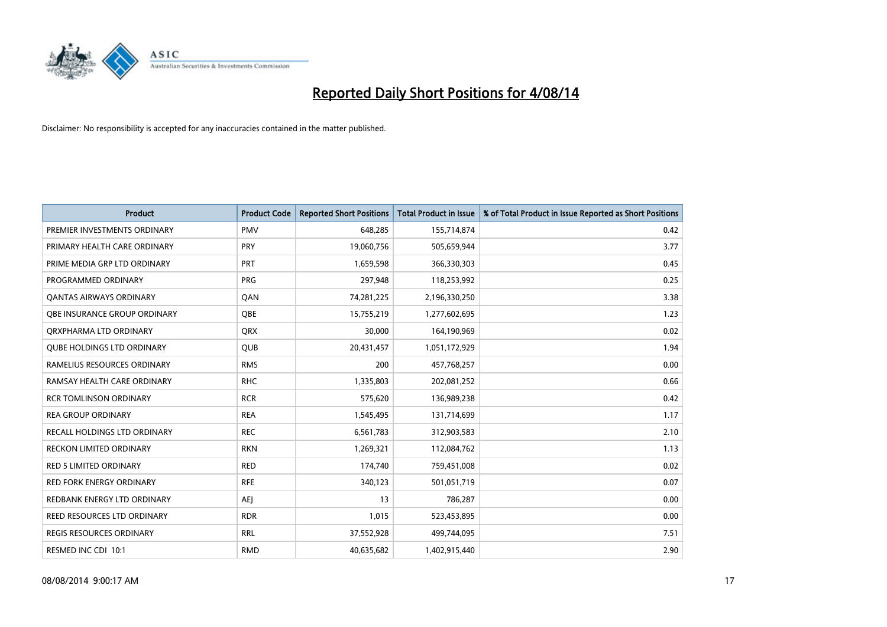# Reported Daily Short Positions for 4/08/14

Disclaimer: No responsibility is accepted for any inaccuracies contained in the matter published.

| Product | Product Code | Reported Short Positions | Total Product in Issue | % of Total Product in Issue Reported as Short Positions |
|---|---|---|---|---|
| PREMIER INVESTMENTS ORDINARY | PMV | 648,285 | 155,714,874 | 0.42 |
| PRIMARY HEALTH CARE ORDINARY | PRY | 19,060,756 | 505,659,944 | 3.77 |
| PRIME MEDIA GRP LTD ORDINARY | PRT | 1,659,598 | 366,330,303 | 0.45 |
| PROGRAMMED ORDINARY | PRG | 297,948 | 118,253,992 | 0.25 |
| QANTAS AIRWAYS ORDINARY | QAN | 74,281,225 | 2,196,330,250 | 3.38 |
| QBE INSURANCE GROUP ORDINARY | QBE | 15,755,219 | 1,277,602,695 | 1.23 |
| QRXPHARMA LTD ORDINARY | QRX | 30,000 | 164,190,969 | 0.02 |
| QUBE HOLDINGS LTD ORDINARY | QUB | 20,431,457 | 1,051,172,929 | 1.94 |
| RAMELIUS RESOURCES ORDINARY | RMS | 200 | 457,768,257 | 0.00 |
| RAMSAY HEALTH CARE ORDINARY | RHC | 1,335,803 | 202,081,252 | 0.66 |
| RCR TOMLINSON ORDINARY | RCR | 575,620 | 136,989,238 | 0.42 |
| REA GROUP ORDINARY | REA | 1,545,495 | 131,714,699 | 1.17 |
| RECALL HOLDINGS LTD ORDINARY | REC | 6,561,783 | 312,903,583 | 2.10 |
| RECKON LIMITED ORDINARY | RKN | 1,269,321 | 112,084,762 | 1.13 |
| RED 5 LIMITED ORDINARY | RED | 174,740 | 759,451,008 | 0.02 |
| RED FORK ENERGY ORDINARY | RFE | 340,123 | 501,051,719 | 0.07 |
| REDBANK ENERGY LTD ORDINARY | AEJ | 13 | 786,287 | 0.00 |
| REED RESOURCES LTD ORDINARY | RDR | 1,015 | 523,453,895 | 0.00 |
| REGIS RESOURCES ORDINARY | RRL | 37,552,928 | 499,744,095 | 7.51 |
| RESMED INC CDI 10:1 | RMD | 40,635,682 | 1,402,915,440 | 2.90 |

08/08/2014 9:00:17 AM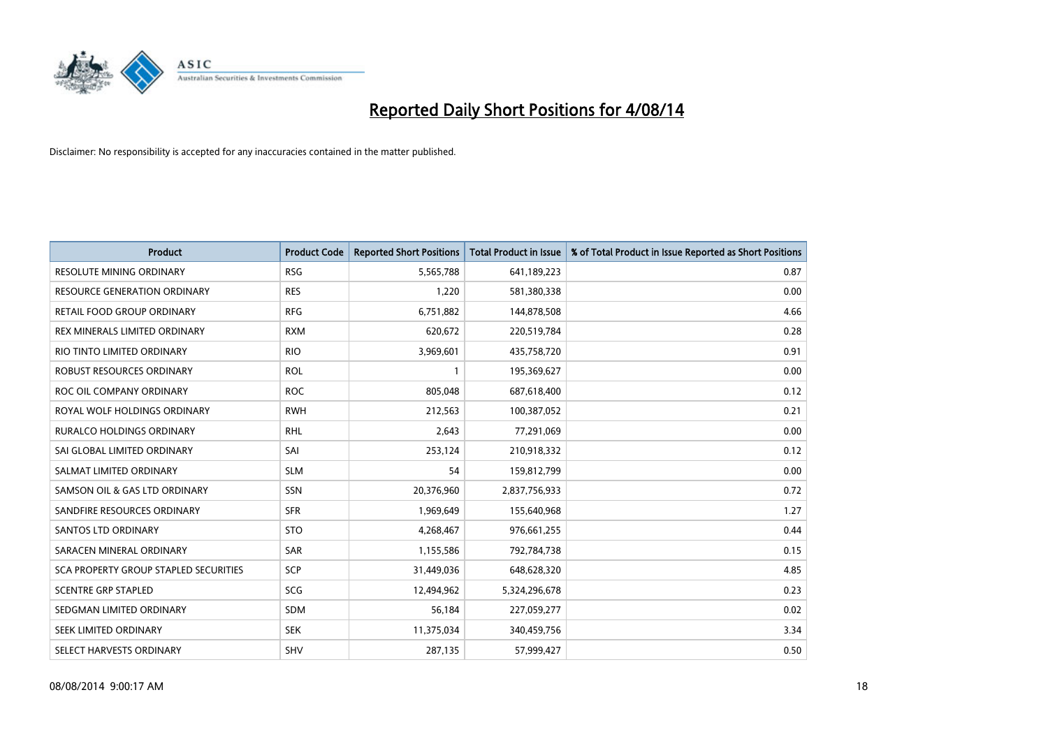# Reported Daily Short Positions for 4/08/14

Disclaimer: No responsibility is accepted for any inaccuracies contained in the matter published.

| Product | Product Code | Reported Short Positions | Total Product in Issue | % of Total Product in Issue Reported as Short Positions |
|---|---|---|---|---|
| RESOLUTE MINING ORDINARY | RSG | 5,565,788 | 641,189,223 | 0.87 |
| RESOURCE GENERATION ORDINARY | RES | 1,220 | 581,380,338 | 0.00 |
| RETAIL FOOD GROUP ORDINARY | RFG | 6,751,882 | 144,878,508 | 4.66 |
| REX MINERALS LIMITED ORDINARY | RXM | 620,672 | 220,519,784 | 0.28 |
| RIO TINTO LIMITED ORDINARY | RIO | 3,969,601 | 435,758,720 | 0.91 |
| ROBUST RESOURCES ORDINARY | ROL | 1 | 195,369,627 | 0.00 |
| ROC OIL COMPANY ORDINARY | ROC | 805,048 | 687,618,400 | 0.12 |
| ROYAL WOLF HOLDINGS ORDINARY | RWH | 212,563 | 100,387,052 | 0.21 |
| RURALCO HOLDINGS ORDINARY | RHL | 2,643 | 77,291,069 | 0.00 |
| SAI GLOBAL LIMITED ORDINARY | SAI | 253,124 | 210,918,332 | 0.12 |
| SALMAT LIMITED ORDINARY | SLM | 54 | 159,812,799 | 0.00 |
| SAMSON OIL & GAS LTD ORDINARY | SSN | 20,376,960 | 2,837,756,933 | 0.72 |
| SANDFIRE RESOURCES ORDINARY | SFR | 1,969,649 | 155,640,968 | 1.27 |
| SANTOS LTD ORDINARY | STO | 4,268,467 | 976,661,255 | 0.44 |
| SARACEN MINERAL ORDINARY | SAR | 1,155,586 | 792,784,738 | 0.15 |
| SCA PROPERTY GROUP STAPLED SECURITIES | SCP | 31,449,036 | 648,628,320 | 4.85 |
| SCENTRE GRP STAPLED | SCG | 12,494,962 | 5,324,296,678 | 0.23 |
| SEDGMAN LIMITED ORDINARY | SDM | 56,184 | 227,059,277 | 0.02 |
| SEEK LIMITED ORDINARY | SEK | 11,375,034 | 340,459,756 | 3.34 |
| SELECT HARVESTS ORDINARY | SHV | 287,135 | 57,999,427 | 0.50 |

08/08/2014 9:00:17 AM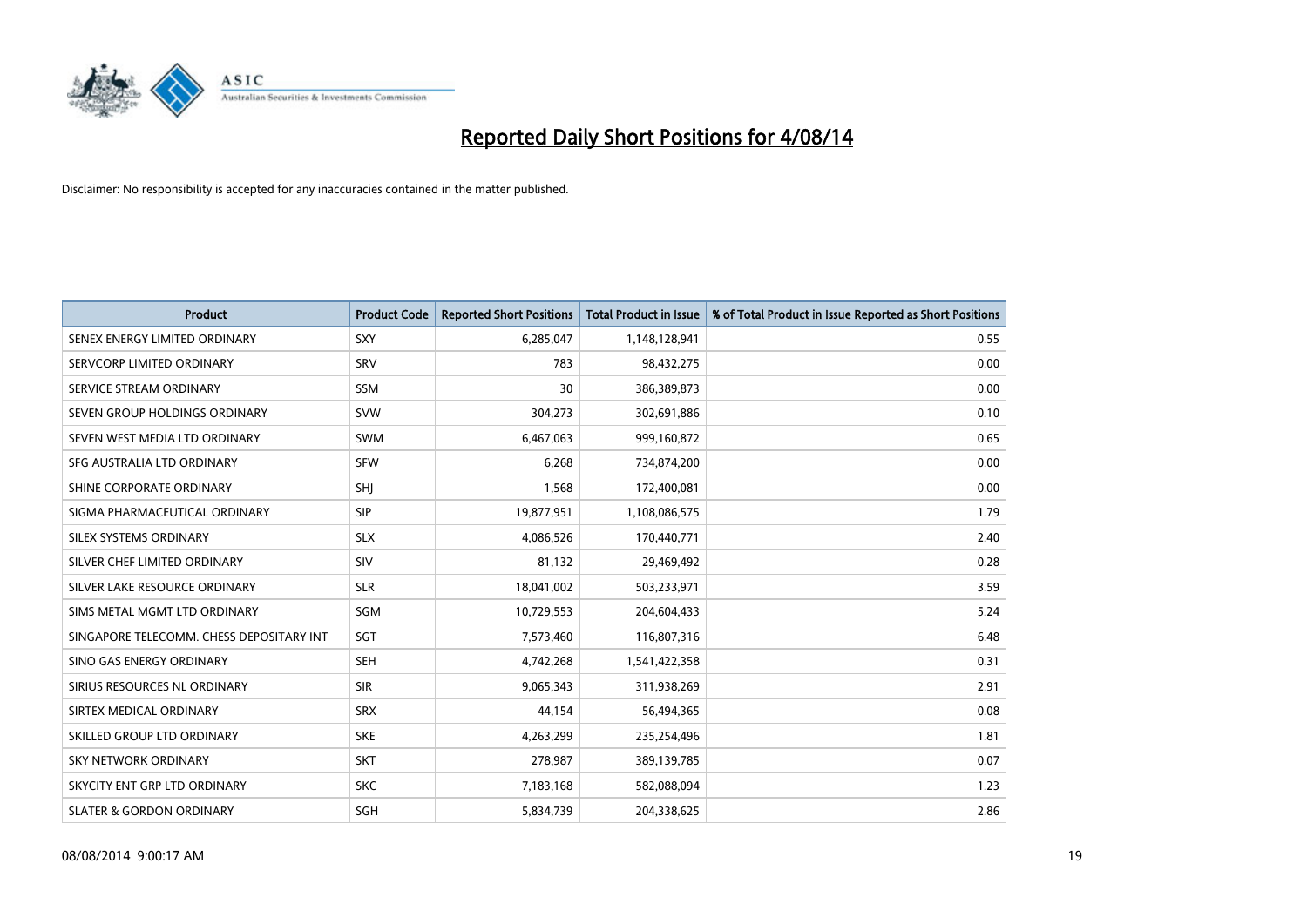# Reported Daily Short Positions for 4/08/14

Disclaimer: No responsibility is accepted for any inaccuracies contained in the matter published.

| Product | Product Code | Reported Short Positions | Total Product in Issue | % of Total Product in Issue Reported as Short Positions |
|---|---|---|---|---|
| SENEX ENERGY LIMITED ORDINARY | SXY | 6,285,047 | 1,148,128,941 | 0.55 |
| SERVCORP LIMITED ORDINARY | SRV | 783 | 98,432,275 | 0.00 |
| SERVICE STREAM ORDINARY | SSM | 30 | 386,389,873 | 0.00 |
| SEVEN GROUP HOLDINGS ORDINARY | SVW | 304,273 | 302,691,886 | 0.10 |
| SEVEN WEST MEDIA LTD ORDINARY | SWM | 6,467,063 | 999,160,872 | 0.65 |
| SFG AUSTRALIA LTD ORDINARY | SFW | 6,268 | 734,874,200 | 0.00 |
| SHINE CORPORATE ORDINARY | SHJ | 1,568 | 172,400,081 | 0.00 |
| SIGMA PHARMACEUTICAL ORDINARY | SIP | 19,877,951 | 1,108,086,575 | 1.79 |
| SILEX SYSTEMS ORDINARY | SLX | 4,086,526 | 170,440,771 | 2.40 |
| SILVER CHEF LIMITED ORDINARY | SIV | 81,132 | 29,469,492 | 0.28 |
| SILVER LAKE RESOURCE ORDINARY | SLR | 18,041,002 | 503,233,971 | 3.59 |
| SIMS METAL MGMT LTD ORDINARY | SGM | 10,729,553 | 204,604,433 | 5.24 |
| SINGAPORE TELECOMM. CHESS DEPOSITARY INT | SGT | 7,573,460 | 116,807,316 | 6.48 |
| SINO GAS ENERGY ORDINARY | SEH | 4,742,268 | 1,541,422,358 | 0.31 |
| SIRIUS RESOURCES NL ORDINARY | SIR | 9,065,343 | 311,938,269 | 2.91 |
| SIRTEX MEDICAL ORDINARY | SRX | 44,154 | 56,494,365 | 0.08 |
| SKILLED GROUP LTD ORDINARY | SKE | 4,263,299 | 235,254,496 | 1.81 |
| SKY NETWORK ORDINARY | SKT | 278,987 | 389,139,785 | 0.07 |
| SKYCITY ENT GRP LTD ORDINARY | SKC | 7,183,168 | 582,088,094 | 1.23 |
| SLATER & GORDON ORDINARY | SGH | 5,834,739 | 204,338,625 | 2.86 |

08/08/2014 9:00:17 AM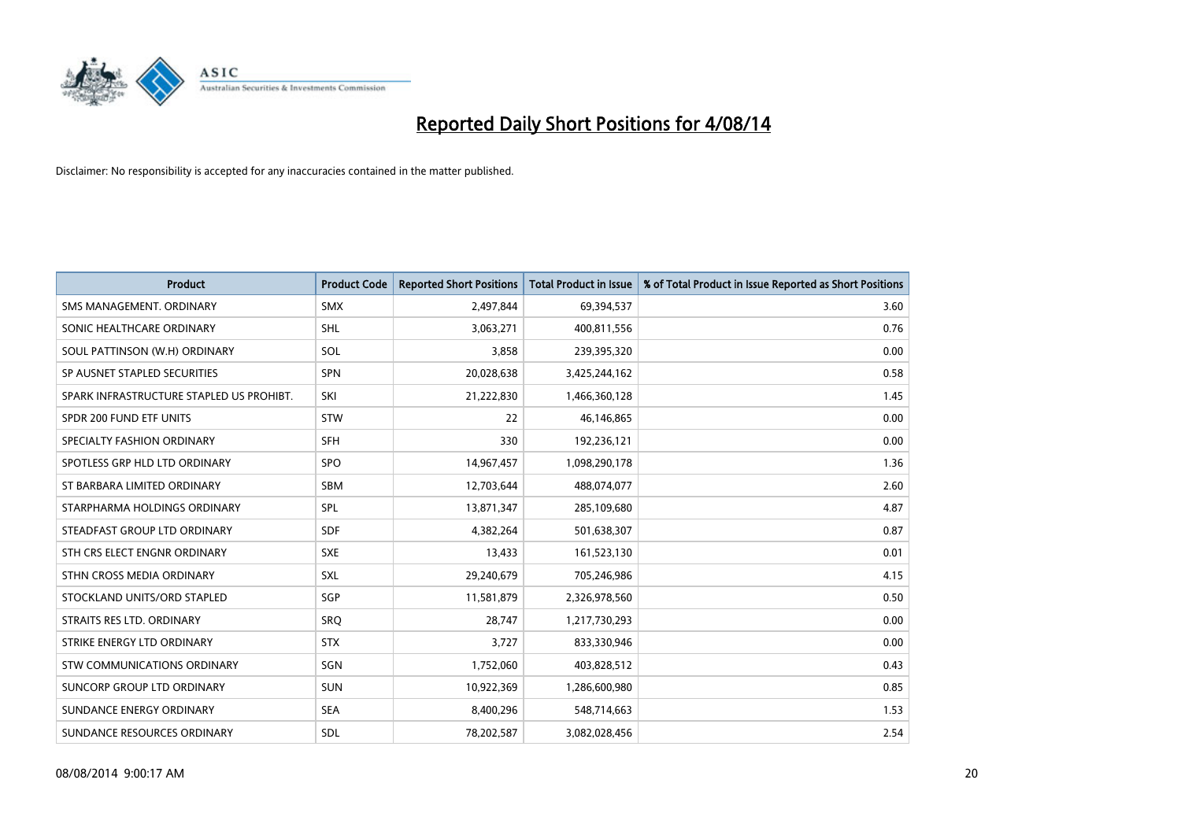# Reported Daily Short Positions for 4/08/14

Disclaimer: No responsibility is accepted for any inaccuracies contained in the matter published.

| Product | Product Code | Reported Short Positions | Total Product in Issue | % of Total Product in Issue Reported as Short Positions |
|---|---|---|---|---|
| SMS MANAGEMENT. ORDINARY | SMX | 2,497,844 | 69,394,537 | 3.60 |
| SONIC HEALTHCARE ORDINARY | SHL | 3,063,271 | 400,811,556 | 0.76 |
| SOUL PATTINSON (W.H) ORDINARY | SOL | 3,858 | 239,395,320 | 0.00 |
| SP AUSNET STAPLED SECURITIES | SPN | 20,028,638 | 3,425,244,162 | 0.58 |
| SPARK INFRASTRUCTURE STAPLED US PROHIBT. | SKI | 21,222,830 | 1,466,360,128 | 1.45 |
| SPDR 200 FUND ETF UNITS | STW | 22 | 46,146,865 | 0.00 |
| SPECIALTY FASHION ORDINARY | SFH | 330 | 192,236,121 | 0.00 |
| SPOTLESS GRP HLD LTD ORDINARY | SPO | 14,967,457 | 1,098,290,178 | 1.36 |
| ST BARBARA LIMITED ORDINARY | SBM | 12,703,644 | 488,074,077 | 2.60 |
| STARPHARMA HOLDINGS ORDINARY | SPL | 13,871,347 | 285,109,680 | 4.87 |
| STEADFAST GROUP LTD ORDINARY | SDF | 4,382,264 | 501,638,307 | 0.87 |
| STH CRS ELECT ENGNR ORDINARY | SXE | 13,433 | 161,523,130 | 0.01 |
| STHN CROSS MEDIA ORDINARY | SXL | 29,240,679 | 705,246,986 | 4.15 |
| STOCKLAND UNITS/ORD STAPLED | SGP | 11,581,879 | 2,326,978,560 | 0.50 |
| STRAITS RES LTD. ORDINARY | SRQ | 28,747 | 1,217,730,293 | 0.00 |
| STRIKE ENERGY LTD ORDINARY | STX | 3,727 | 833,330,946 | 0.00 |
| STW COMMUNICATIONS ORDINARY | SGN | 1,752,060 | 403,828,512 | 0.43 |
| SUNCORP GROUP LTD ORDINARY | SUN | 10,922,369 | 1,286,600,980 | 0.85 |
| SUNDANCE ENERGY ORDINARY | SEA | 8,400,296 | 548,714,663 | 1.53 |
| SUNDANCE RESOURCES ORDINARY | SDL | 78,202,587 | 3,082,028,456 | 2.54 |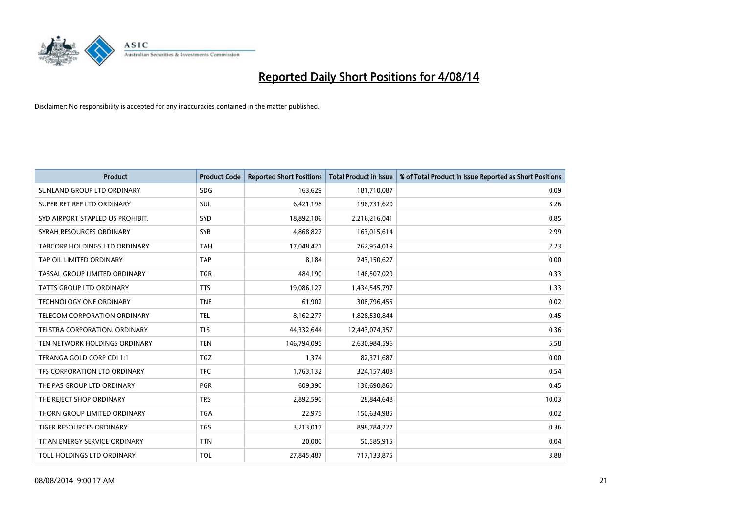# Reported Daily Short Positions for 4/08/14

Disclaimer: No responsibility is accepted for any inaccuracies contained in the matter published.

| Product | Product Code | Reported Short Positions | Total Product in Issue | % of Total Product in Issue Reported as Short Positions |
|---|---|---|---|---|
| SUNLAND GROUP LTD ORDINARY | SDG | 163,629 | 181,710,087 | 0.09 |
| SUPER RET REP LTD ORDINARY | SUL | 6,421,198 | 196,731,620 | 3.26 |
| SYD AIRPORT STAPLED US PROHIBIT. | SYD | 18,892,106 | 2,216,216,041 | 0.85 |
| SYRAH RESOURCES ORDINARY | SYR | 4,868,827 | 163,015,614 | 2.99 |
| TABCORP HOLDINGS LTD ORDINARY | TAH | 17,048,421 | 762,954,019 | 2.23 |
| TAP OIL LIMITED ORDINARY | TAP | 8,184 | 243,150,627 | 0.00 |
| TASSAL GROUP LIMITED ORDINARY | TGR | 484,190 | 146,507,029 | 0.33 |
| TATTS GROUP LTD ORDINARY | TTS | 19,086,127 | 1,434,545,797 | 1.33 |
| TECHNOLOGY ONE ORDINARY | TNE | 61,902 | 308,796,455 | 0.02 |
| TELECOM CORPORATION ORDINARY | TEL | 8,162,277 | 1,828,530,844 | 0.45 |
| TELSTRA CORPORATION. ORDINARY | TLS | 44,332,644 | 12,443,074,357 | 0.36 |
| TEN NETWORK HOLDINGS ORDINARY | TEN | 146,794,095 | 2,630,984,596 | 5.58 |
| TERANGA GOLD CORP CDI 1:1 | TGZ | 1,374 | 82,371,687 | 0.00 |
| TFS CORPORATION LTD ORDINARY | TFC | 1,763,132 | 324,157,408 | 0.54 |
| THE PAS GROUP LTD ORDINARY | PGR | 609,390 | 136,690,860 | 0.45 |
| THE REJECT SHOP ORDINARY | TRS | 2,892,590 | 28,844,648 | 10.03 |
| THORN GROUP LIMITED ORDINARY | TGA | 22,975 | 150,634,985 | 0.02 |
| TIGER RESOURCES ORDINARY | TGS | 3,213,017 | 898,784,227 | 0.36 |
| TITAN ENERGY SERVICE ORDINARY | TTN | 20,000 | 50,585,915 | 0.04 |
| TOLL HOLDINGS LTD ORDINARY | TOL | 27,845,487 | 717,133,875 | 3.88 |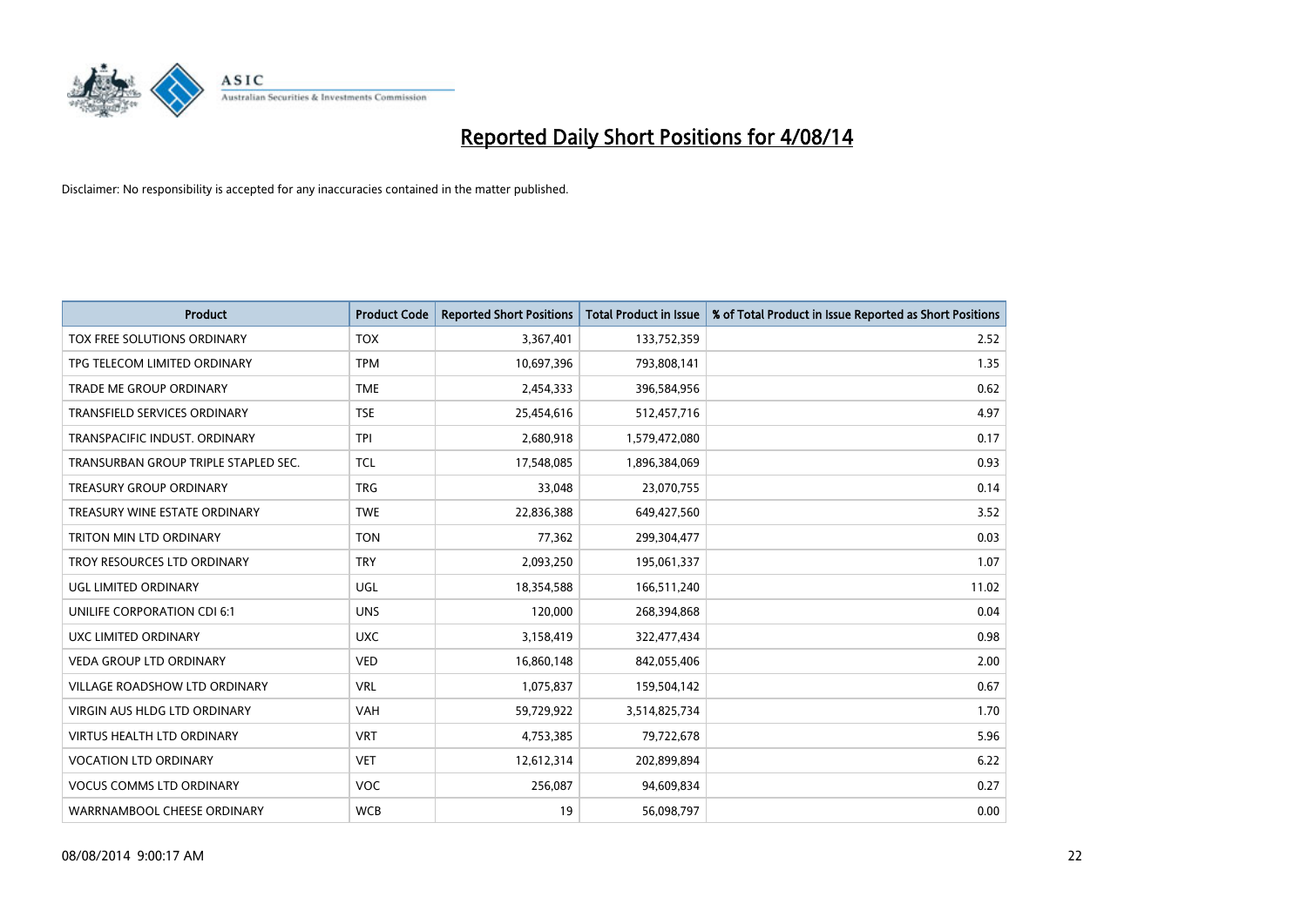# Reported Daily Short Positions for 4/08/14

Disclaimer: No responsibility is accepted for any inaccuracies contained in the matter published.

| Product | Product Code | Reported Short Positions | Total Product in Issue | % of Total Product in Issue Reported as Short Positions |
|---|---|---|---|---|
| TOX FREE SOLUTIONS ORDINARY | TOX | 3,367,401 | 133,752,359 | 2.52 |
| TPG TELECOM LIMITED ORDINARY | TPM | 10,697,396 | 793,808,141 | 1.35 |
| TRADE ME GROUP ORDINARY | TME | 2,454,333 | 396,584,956 | 0.62 |
| TRANSFIELD SERVICES ORDINARY | TSE | 25,454,616 | 512,457,716 | 4.97 |
| TRANSPACIFIC INDUST. ORDINARY | TPI | 2,680,918 | 1,579,472,080 | 0.17 |
| TRANSURBAN GROUP TRIPLE STAPLED SEC. | TCL | 17,548,085 | 1,896,384,069 | 0.93 |
| TREASURY GROUP ORDINARY | TRG | 33,048 | 23,070,755 | 0.14 |
| TREASURY WINE ESTATE ORDINARY | TWE | 22,836,388 | 649,427,560 | 3.52 |
| TRITON MIN LTD ORDINARY | TON | 77,362 | 299,304,477 | 0.03 |
| TROY RESOURCES LTD ORDINARY | TRY | 2,093,250 | 195,061,337 | 1.07 |
| UGL LIMITED ORDINARY | UGL | 18,354,588 | 166,511,240 | 11.02 |
| UNILIFE CORPORATION CDI 6:1 | UNS | 120,000 | 268,394,868 | 0.04 |
| UXC LIMITED ORDINARY | UXC | 3,158,419 | 322,477,434 | 0.98 |
| VEDA GROUP LTD ORDINARY | VED | 16,860,148 | 842,055,406 | 2.00 |
| VILLAGE ROADSHOW LTD ORDINARY | VRL | 1,075,837 | 159,504,142 | 0.67 |
| VIRGIN AUS HLDG LTD ORDINARY | VAH | 59,729,922 | 3,514,825,734 | 1.70 |
| VIRTUS HEALTH LTD ORDINARY | VRT | 4,753,385 | 79,722,678 | 5.96 |
| VOCATION LTD ORDINARY | VET | 12,612,314 | 202,899,894 | 6.22 |
| VOCUS COMMS LTD ORDINARY | VOC | 256,087 | 94,609,834 | 0.27 |
| WARRNAMBOOL CHEESE ORDINARY | WCB | 19 | 56,098,797 | 0.00 |

08/08/2014 9:00:17 AM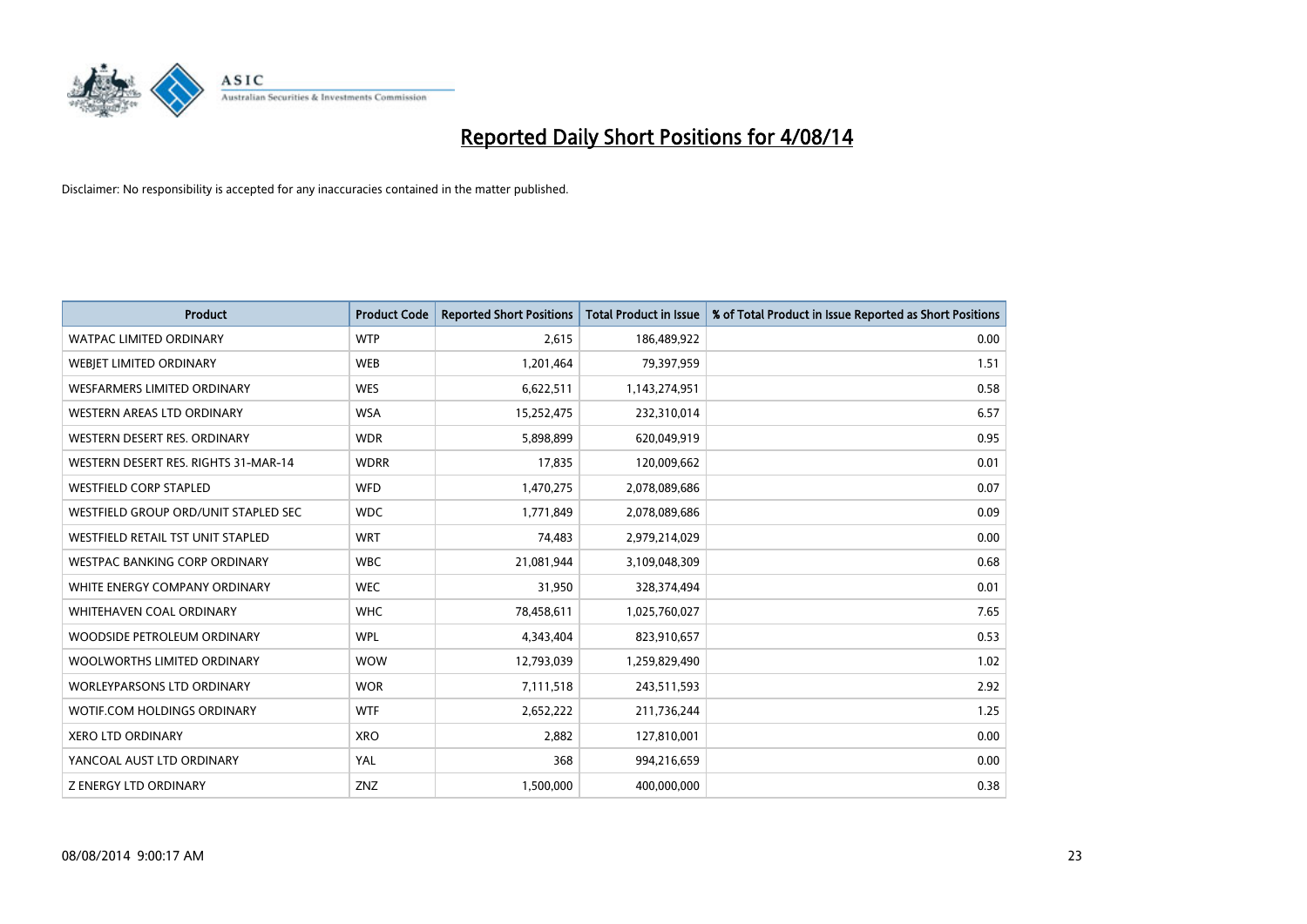# Reported Daily Short Positions for 4/08/14

Disclaimer: No responsibility is accepted for any inaccuracies contained in the matter published.

| Product | Product Code | Reported Short Positions | Total Product in Issue | % of Total Product in Issue Reported as Short Positions |
|---|---|---|---|---|
| WATPAC LIMITED ORDINARY | WTP | 2,615 | 186,489,922 | 0.00 |
| WEBJET LIMITED ORDINARY | WEB | 1,201,464 | 79,397,959 | 1.51 |
| WESFARMERS LIMITED ORDINARY | WES | 6,622,511 | 1,143,274,951 | 0.58 |
| WESTERN AREAS LTD ORDINARY | WSA | 15,252,475 | 232,310,014 | 6.57 |
| WESTERN DESERT RES. ORDINARY | WDR | 5,898,899 | 620,049,919 | 0.95 |
| WESTERN DESERT RES. RIGHTS 31-MAR-14 | WDRR | 17,835 | 120,009,662 | 0.01 |
| WESTFIELD CORP STAPLED | WFD | 1,470,275 | 2,078,089,686 | 0.07 |
| WESTFIELD GROUP ORD/UNIT STAPLED SEC | WDC | 1,771,849 | 2,078,089,686 | 0.09 |
| WESTFIELD RETAIL TST UNIT STAPLED | WRT | 74,483 | 2,979,214,029 | 0.00 |
| WESTPAC BANKING CORP ORDINARY | WBC | 21,081,944 | 3,109,048,309 | 0.68 |
| WHITE ENERGY COMPANY ORDINARY | WEC | 31,950 | 328,374,494 | 0.01 |
| WHITEHAVEN COAL ORDINARY | WHC | 78,458,611 | 1,025,760,027 | 7.65 |
| WOODSIDE PETROLEUM ORDINARY | WPL | 4,343,404 | 823,910,657 | 0.53 |
| WOOLWORTHS LIMITED ORDINARY | WOW | 12,793,039 | 1,259,829,490 | 1.02 |
| WORLEYPARSONS LTD ORDINARY | WOR | 7,111,518 | 243,511,593 | 2.92 |
| WOTIF.COM HOLDINGS ORDINARY | WTF | 2,652,222 | 211,736,244 | 1.25 |
| XERO LTD ORDINARY | XRO | 2,882 | 127,810,001 | 0.00 |
| YANCOAL AUST LTD ORDINARY | YAL | 368 | 994,216,659 | 0.00 |
| Z ENERGY LTD ORDINARY | ZNZ | 1,500,000 | 400,000,000 | 0.38 |

08/08/2014 9:00:17 AM